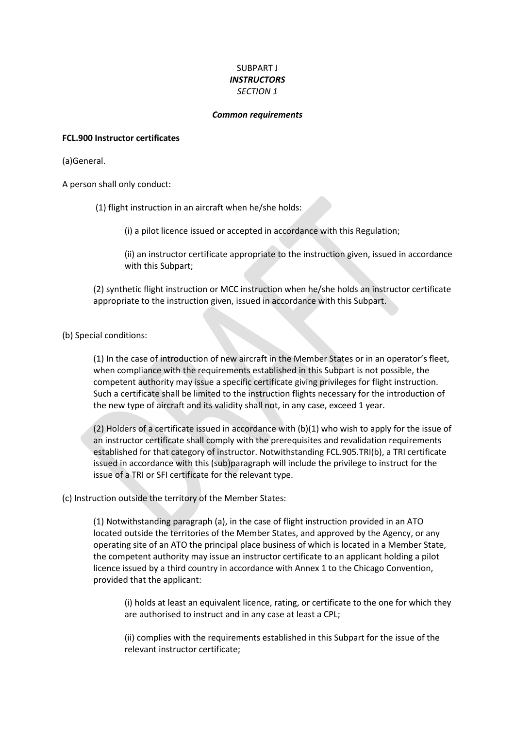# SUBPART J
## *INSTRUCTORS*
### *SECTION 1*

#### *Common requirements*

**FCL.900 Instructor certificates**

(a)General.

A person shall only conduct:

(1) flight instruction in an aircraft when he/she holds:

(i) a pilot licence issued or accepted in accordance with this Regulation;

(ii) an instructor certificate appropriate to the instruction given, issued in accordance with this Subpart;

(2) synthetic flight instruction or MCC instruction when he/she holds an instructor certificate appropriate to the instruction given, issued in accordance with this Subpart.

(b) Special conditions:

(1) In the case of introduction of new aircraft in the Member States or in an operator's fleet, when compliance with the requirements established in this Subpart is not possible, the competent authority may issue a specific certificate giving privileges for flight instruction. Such a certificate shall be limited to the instruction flights necessary for the introduction of the new type of aircraft and its validity shall not, in any case, exceed 1 year.

(2) Holders of a certificate issued in accordance with (b)(1) who wish to apply for the issue of an instructor certificate shall comply with the prerequisites and revalidation requirements established for that category of instructor. Notwithstanding FCL.905.TRI(b), a TRI certificate issued in accordance with this (sub)paragraph will include the privilege to instruct for the issue of a TRI or SFI certificate for the relevant type.

(c) Instruction outside the territory of the Member States:

(1) Notwithstanding paragraph (a), in the case of flight instruction provided in an ATO located outside the territories of the Member States, and approved by the Agency, or any operating site of an ATO the principal place business of which is located in a Member State, the competent authority may issue an instructor certificate to an applicant holding a pilot licence issued by a third country in accordance with Annex 1 to the Chicago Convention, provided that the applicant:

(i) holds at least an equivalent licence, rating, or certificate to the one for which they are authorised to instruct and in any case at least a CPL;

(ii) complies with the requirements established in this Subpart for the issue of the relevant instructor certificate;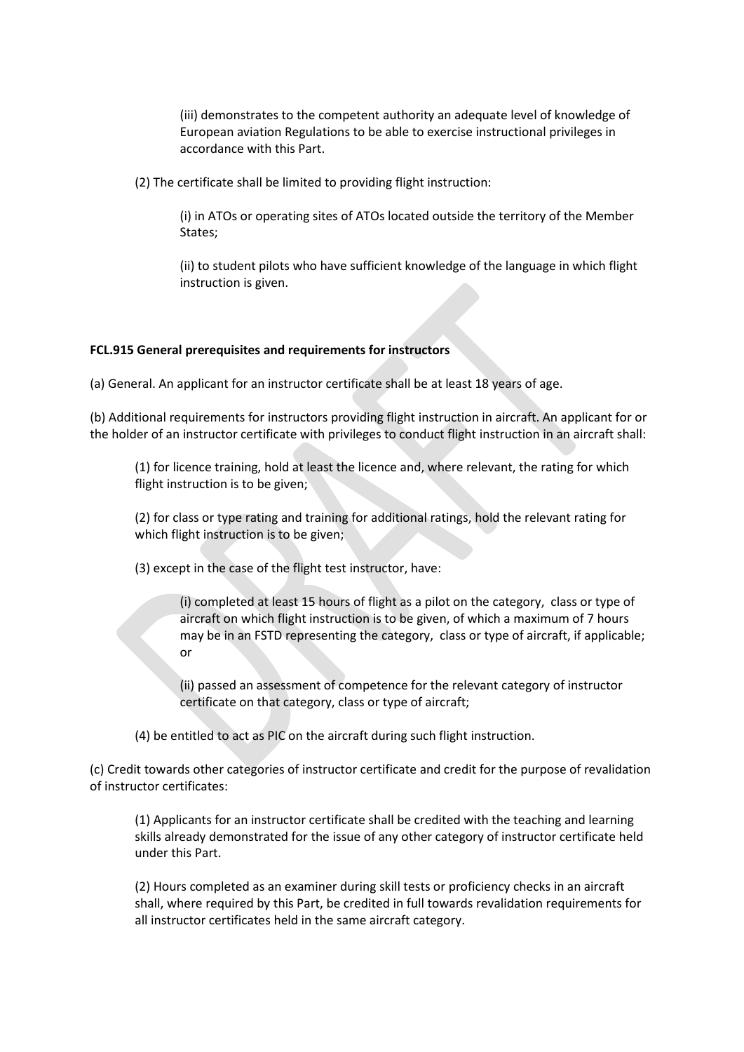(iii) demonstrates to the competent authority an adequate level of knowledge of European aviation Regulations to be able to exercise instructional privileges in accordance with this Part.

(2) The certificate shall be limited to providing flight instruction:

(i) in ATOs or operating sites of ATOs located outside the territory of the Member States;

(ii) to student pilots who have sufficient knowledge of the language in which flight instruction is given.

**FCL.915 General prerequisites and requirements for instructors**

(a) General. An applicant for an instructor certificate shall be at least 18 years of age.

(b) Additional requirements for instructors providing flight instruction in aircraft. An applicant for or the holder of an instructor certificate with privileges to conduct flight instruction in an aircraft shall:

(1) for licence training, hold at least the licence and, where relevant, the rating for which flight instruction is to be given;

(2) for class or type rating and training for additional ratings, hold the relevant rating for which flight instruction is to be given;

(3) except in the case of the flight test instructor, have:

(i) completed at least 15 hours of flight as a pilot on the category, class or type of aircraft on which flight instruction is to be given, of which a maximum of 7 hours may be in an FSTD representing the category, class or type of aircraft, if applicable; or

(ii) passed an assessment of competence for the relevant category of instructor certificate on that category, class or type of aircraft;

(4) be entitled to act as PIC on the aircraft during such flight instruction.

(c) Credit towards other categories of instructor certificate and credit for the purpose of revalidation of instructor certificates:

(1) Applicants for an instructor certificate shall be credited with the teaching and learning skills already demonstrated for the issue of any other category of instructor certificate held under this Part.

(2) Hours completed as an examiner during skill tests or proficiency checks in an aircraft shall, where required by this Part, be credited in full towards revalidation requirements for all instructor certificates held in the same aircraft category.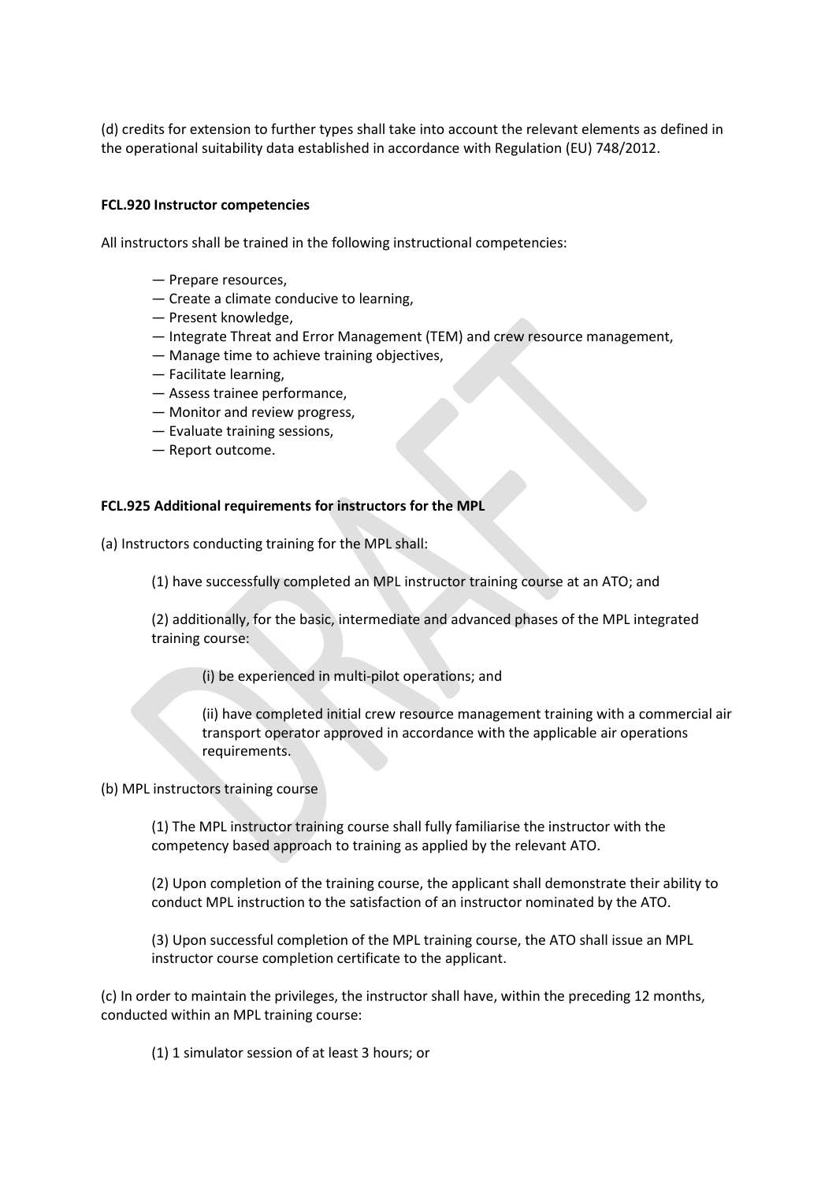(d) credits for extension to further types shall take into account the relevant elements as defined in the operational suitability data established in accordance with Regulation (EU) 748/2012.

**FCL.920 Instructor competencies**

All instructors shall be trained in the following instructional competencies:

— Prepare resources,
— Create a climate conducive to learning,
— Present knowledge,
— Integrate Threat and Error Management (TEM) and crew resource management,
— Manage time to achieve training objectives,
— Facilitate learning,
— Assess trainee performance,
— Monitor and review progress,
— Evaluate training sessions,
— Report outcome.

**FCL.925 Additional requirements for instructors for the MPL**

(a) Instructors conducting training for the MPL shall:

> (1) have successfully completed an MPL instructor training course at an ATO; and
>
> (2) additionally, for the basic, intermediate and advanced phases of the MPL integrated training course:
>
> > (i) be experienced in multi-pilot operations; and
> >
> > (ii) have completed initial crew resource management training with a commercial air transport operator approved in accordance with the applicable air operations requirements.

(b) MPL instructors training course

> (1) The MPL instructor training course shall fully familiarise the instructor with the competency based approach to training as applied by the relevant ATO.
>
> (2) Upon completion of the training course, the applicant shall demonstrate their ability to conduct MPL instruction to the satisfaction of an instructor nominated by the ATO.
>
> (3) Upon successful completion of the MPL training course, the ATO shall issue an MPL instructor course completion certificate to the applicant.

(c) In order to maintain the privileges, the instructor shall have, within the preceding 12 months, conducted within an MPL training course:

> (1) 1 simulator session of at least 3 hours; or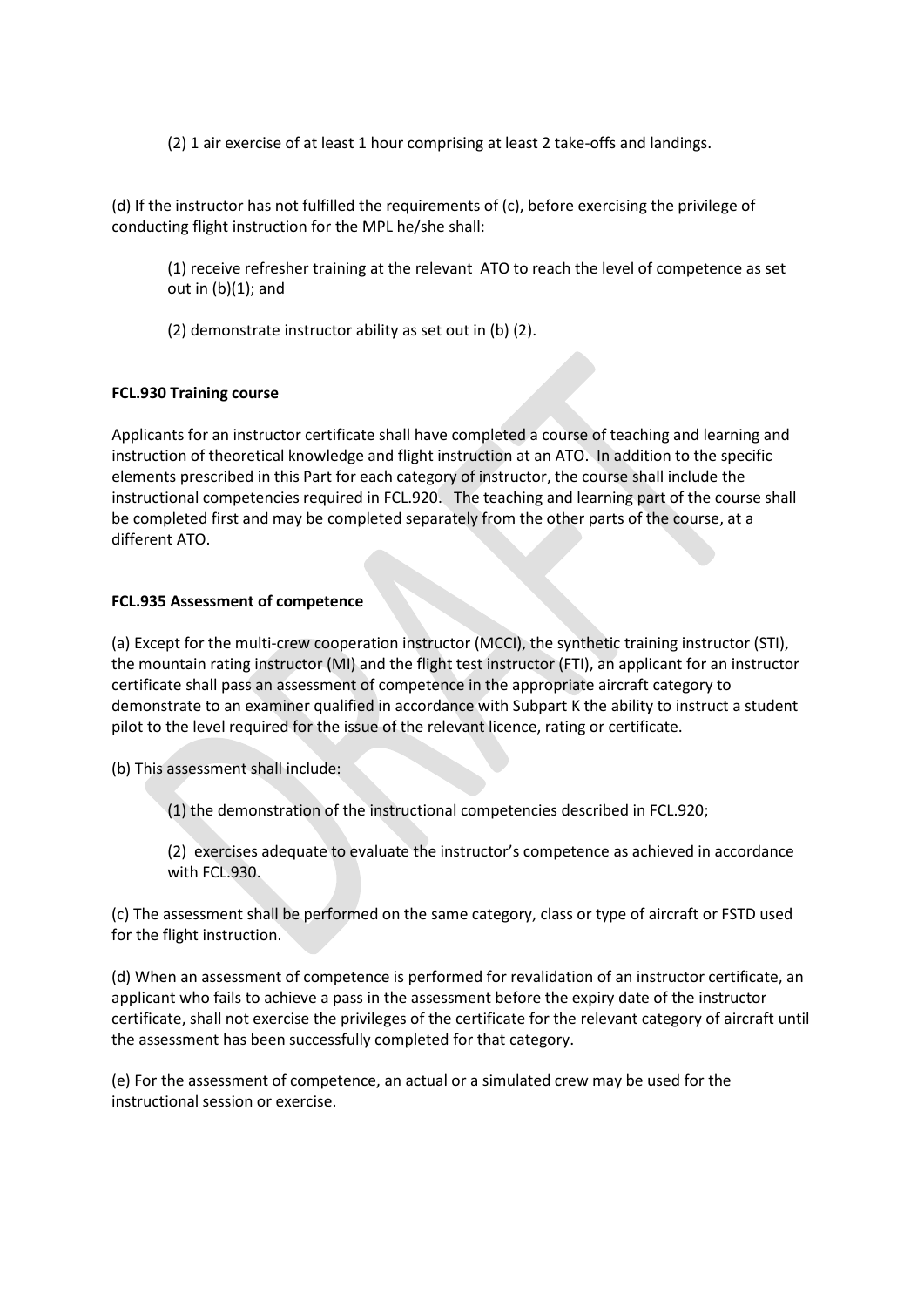(2) 1 air exercise of at least 1 hour comprising at least 2 take-offs and landings.

(d) If the instructor has not fulfilled the requirements of (c), before exercising the privilege of conducting flight instruction for the MPL he/she shall:

(1) receive refresher training at the relevant ATO to reach the level of competence as set out in (b)(1); and

(2) demonstrate instructor ability as set out in (b) (2).

**FCL.930 Training course**

Applicants for an instructor certificate shall have completed a course of teaching and learning and instruction of theoretical knowledge and flight instruction at an ATO. In addition to the specific elements prescribed in this Part for each category of instructor, the course shall include the instructional competencies required in FCL.920. The teaching and learning part of the course shall be completed first and may be completed separately from the other parts of the course, at a different ATO.

**FCL.935 Assessment of competence**

(a) Except for the multi-crew cooperation instructor (MCCI), the synthetic training instructor (STI), the mountain rating instructor (MI) and the flight test instructor (FTI), an applicant for an instructor certificate shall pass an assessment of competence in the appropriate aircraft category to demonstrate to an examiner qualified in accordance with Subpart K the ability to instruct a student pilot to the level required for the issue of the relevant licence, rating or certificate.

(b) This assessment shall include:

(1) the demonstration of the instructional competencies described in FCL.920;

(2) exercises adequate to evaluate the instructor's competence as achieved in accordance with FCL.930.

(c) The assessment shall be performed on the same category, class or type of aircraft or FSTD used for the flight instruction.

(d) When an assessment of competence is performed for revalidation of an instructor certificate, an applicant who fails to achieve a pass in the assessment before the expiry date of the instructor certificate, shall not exercise the privileges of the certificate for the relevant category of aircraft until the assessment has been successfully completed for that category.

(e) For the assessment of competence, an actual or a simulated crew may be used for the instructional session or exercise.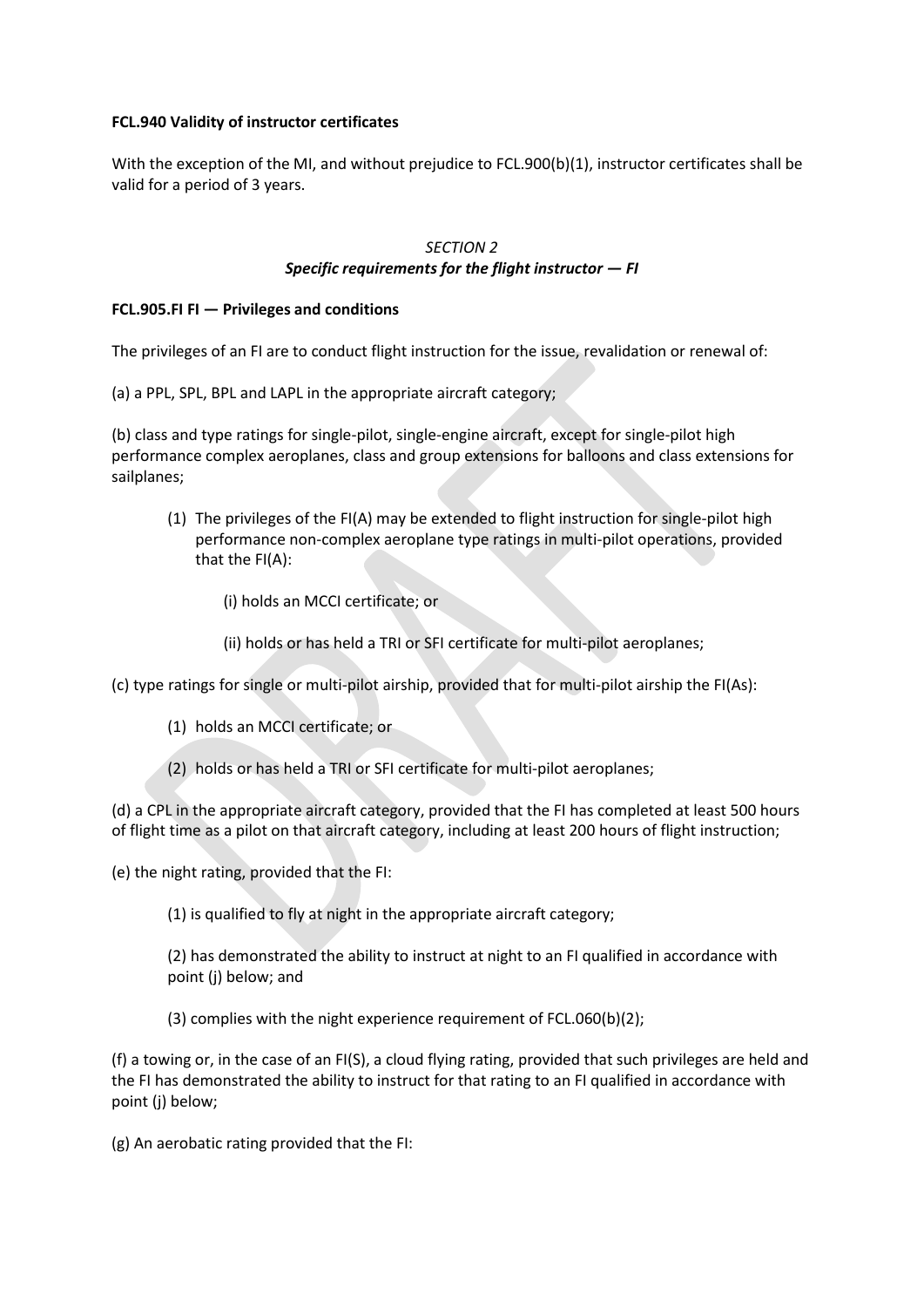**FCL.940 Validity of instructor certificates**

With the exception of the MI, and without prejudice to FCL.900(b)(1), instructor certificates shall be valid for a period of 3 years.

*SECTION 2*
***Specific requirements for the flight instructor — FI***

**FCL.905.FI FI — Privileges and conditions**

The privileges of an FI are to conduct flight instruction for the issue, revalidation or renewal of:

(a) a PPL, SPL, BPL and LAPL in the appropriate aircraft category;

(b) class and type ratings for single-pilot, single-engine aircraft, except for single-pilot high performance complex aeroplanes, class and group extensions for balloons and class extensions for sailplanes;

(1) The privileges of the FI(A) may be extended to flight instruction for single-pilot high performance non-complex aeroplane type ratings in multi-pilot operations, provided that the FI(A):

(i) holds an MCCI certificate; or

(ii) holds or has held a TRI or SFI certificate for multi-pilot aeroplanes;

(c) type ratings for single or multi-pilot airship, provided that for multi-pilot airship the FI(As):

(1) holds an MCCI certificate; or

(2) holds or has held a TRI or SFI certificate for multi-pilot aeroplanes;

(d) a CPL in the appropriate aircraft category, provided that the FI has completed at least 500 hours of flight time as a pilot on that aircraft category, including at least 200 hours of flight instruction;

(e) the night rating, provided that the FI:

(1) is qualified to fly at night in the appropriate aircraft category;

(2) has demonstrated the ability to instruct at night to an FI qualified in accordance with point (j) below; and

(3) complies with the night experience requirement of FCL.060(b)(2);

(f) a towing or, in the case of an FI(S), a cloud flying rating, provided that such privileges are held and the FI has demonstrated the ability to instruct for that rating to an FI qualified in accordance with point (j) below;

(g) An aerobatic rating provided that the FI: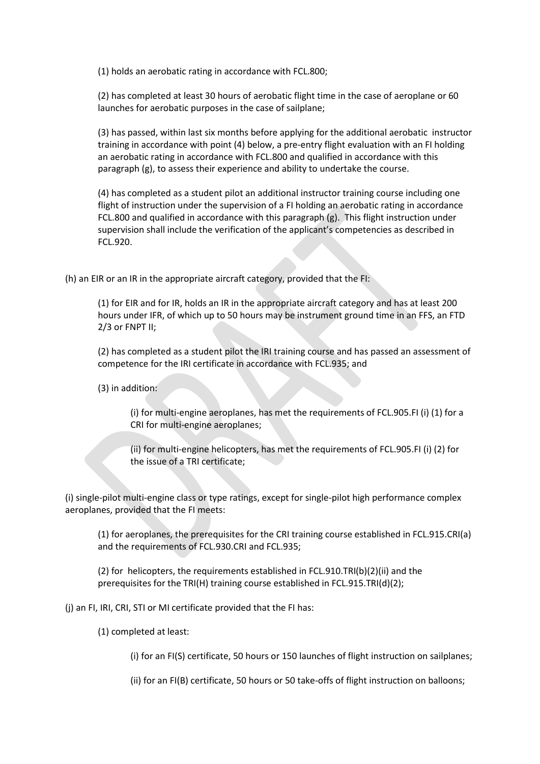(1) holds an aerobatic rating in accordance with FCL.800;

(2) has completed at least 30 hours of aerobatic flight time in the case of aeroplane or 60 launches for aerobatic purposes in the case of sailplane;

(3) has passed, within last six months before applying for the additional aerobatic instructor training in accordance with point (4) below, a pre-entry flight evaluation with an FI holding an aerobatic rating in accordance with FCL.800 and qualified in accordance with this paragraph (g), to assess their experience and ability to undertake the course.

(4) has completed as a student pilot an additional instructor training course including one flight of instruction under the supervision of a FI holding an aerobatic rating in accordance FCL.800 and qualified in accordance with this paragraph (g). This flight instruction under supervision shall include the verification of the applicant's competencies as described in FCL.920.

(h) an EIR or an IR in the appropriate aircraft category, provided that the FI:

(1) for EIR and for IR, holds an IR in the appropriate aircraft category and has at least 200 hours under IFR, of which up to 50 hours may be instrument ground time in an FFS, an FTD 2/3 or FNPT II;

(2) has completed as a student pilot the IRI training course and has passed an assessment of competence for the IRI certificate in accordance with FCL.935; and

(3) in addition:

(i) for multi-engine aeroplanes, has met the requirements of FCL.905.FI (i) (1) for a CRI for multi-engine aeroplanes;

(ii) for multi-engine helicopters, has met the requirements of FCL.905.FI (i) (2) for the issue of a TRI certificate;

(i) single-pilot multi-engine class or type ratings, except for single-pilot high performance complex aeroplanes, provided that the FI meets:

(1) for aeroplanes, the prerequisites for the CRI training course established in FCL.915.CRI(a) and the requirements of FCL.930.CRI and FCL.935;

(2) for helicopters, the requirements established in FCL.910.TRI(b)(2)(ii) and the prerequisites for the TRI(H) training course established in FCL.915.TRI(d)(2);

(j) an FI, IRI, CRI, STI or MI certificate provided that the FI has:

(1) completed at least:

(i) for an FI(S) certificate, 50 hours or 150 launches of flight instruction on sailplanes;

(ii) for an FI(B) certificate, 50 hours or 50 take-offs of flight instruction on balloons;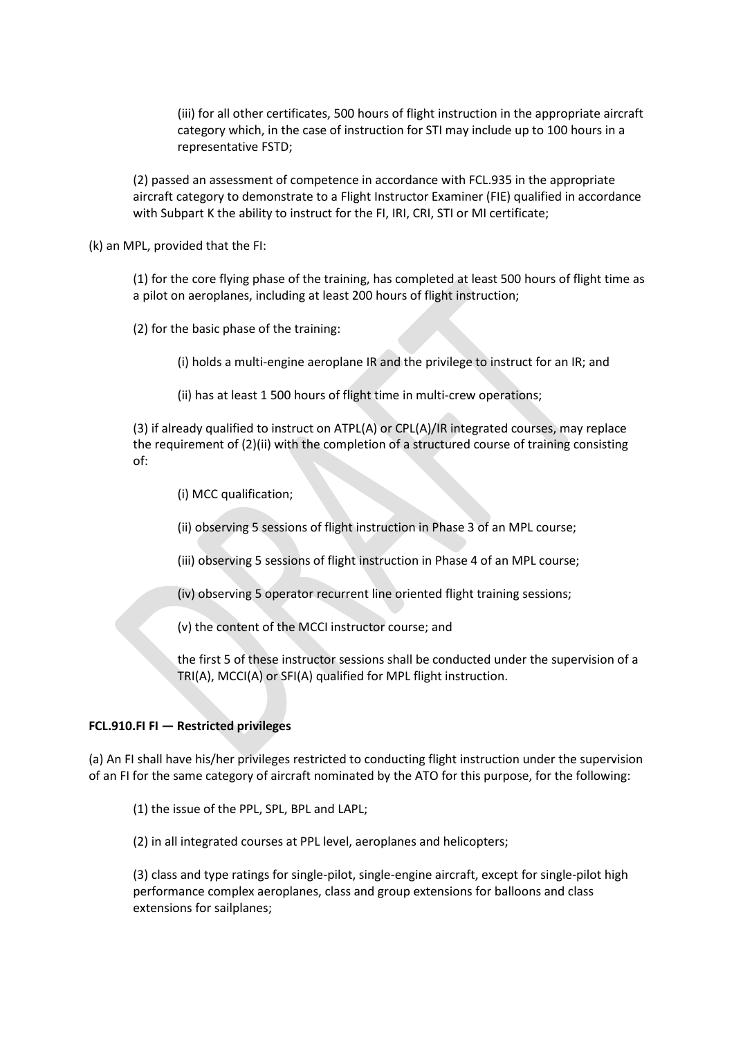(iii) for all other certificates, 500 hours of flight instruction in the appropriate aircraft category which, in the case of instruction for STI may include up to 100 hours in a representative FSTD;

(2) passed an assessment of competence in accordance with FCL.935 in the appropriate aircraft category to demonstrate to a Flight Instructor Examiner (FIE) qualified in accordance with Subpart K the ability to instruct for the FI, IRI, CRI, STI or MI certificate;

(k) an MPL, provided that the FI:

(1) for the core flying phase of the training, has completed at least 500 hours of flight time as a pilot on aeroplanes, including at least 200 hours of flight instruction;

(2) for the basic phase of the training:

(i) holds a multi-engine aeroplane IR and the privilege to instruct for an IR; and

(ii) has at least 1 500 hours of flight time in multi-crew operations;

(3) if already qualified to instruct on ATPL(A) or CPL(A)/IR integrated courses, may replace the requirement of (2)(ii) with the completion of a structured course of training consisting of:

(i) MCC qualification;

(ii) observing 5 sessions of flight instruction in Phase 3 of an MPL course;

(iii) observing 5 sessions of flight instruction in Phase 4 of an MPL course;

(iv) observing 5 operator recurrent line oriented flight training sessions;

(v) the content of the MCCI instructor course; and

the first 5 of these instructor sessions shall be conducted under the supervision of a TRI(A), MCCI(A) or SFI(A) qualified for MPL flight instruction.

**FCL.910.FI FI — Restricted privileges**

(a) An FI shall have his/her privileges restricted to conducting flight instruction under the supervision of an FI for the same category of aircraft nominated by the ATO for this purpose, for the following:

(1) the issue of the PPL, SPL, BPL and LAPL;

(2) in all integrated courses at PPL level, aeroplanes and helicopters;

(3) class and type ratings for single-pilot, single-engine aircraft, except for single-pilot high performance complex aeroplanes, class and group extensions for balloons and class extensions for sailplanes;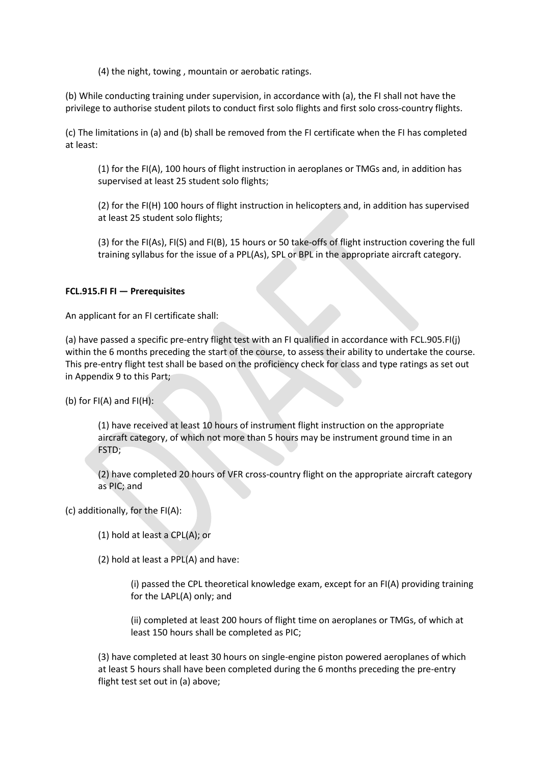(4) the night, towing , mountain or aerobatic ratings.

(b) While conducting training under supervision, in accordance with (a), the FI shall not have the privilege to authorise student pilots to conduct first solo flights and first solo cross-country flights.

(c) The limitations in (a) and (b) shall be removed from the FI certificate when the FI has completed at least:

(1) for the FI(A), 100 hours of flight instruction in aeroplanes or TMGs and, in addition has supervised at least 25 student solo flights;

(2) for the FI(H) 100 hours of flight instruction in helicopters and, in addition has supervised at least 25 student solo flights;

(3) for the FI(As), FI(S) and FI(B), 15 hours or 50 take-offs of flight instruction covering the full training syllabus for the issue of a PPL(As), SPL or BPL in the appropriate aircraft category.

**FCL.915.FI FI — Prerequisites**

An applicant for an FI certificate shall:

(a) have passed a specific pre-entry flight test with an FI qualified in accordance with FCL.905.FI(j) within the 6 months preceding the start of the course, to assess their ability to undertake the course. This pre-entry flight test shall be based on the proficiency check for class and type ratings as set out in Appendix 9 to this Part;

(b) for FI(A) and FI(H):

(1) have received at least 10 hours of instrument flight instruction on the appropriate aircraft category, of which not more than 5 hours may be instrument ground time in an FSTD;

(2) have completed 20 hours of VFR cross-country flight on the appropriate aircraft category as PIC; and

(c) additionally, for the FI(A):

(1) hold at least a CPL(A); or

(2) hold at least a PPL(A) and have:

(i) passed the CPL theoretical knowledge exam, except for an FI(A) providing training for the LAPL(A) only; and

(ii) completed at least 200 hours of flight time on aeroplanes or TMGs, of which at least 150 hours shall be completed as PIC;

(3) have completed at least 30 hours on single-engine piston powered aeroplanes of which at least 5 hours shall have been completed during the 6 months preceding the pre-entry flight test set out in (a) above;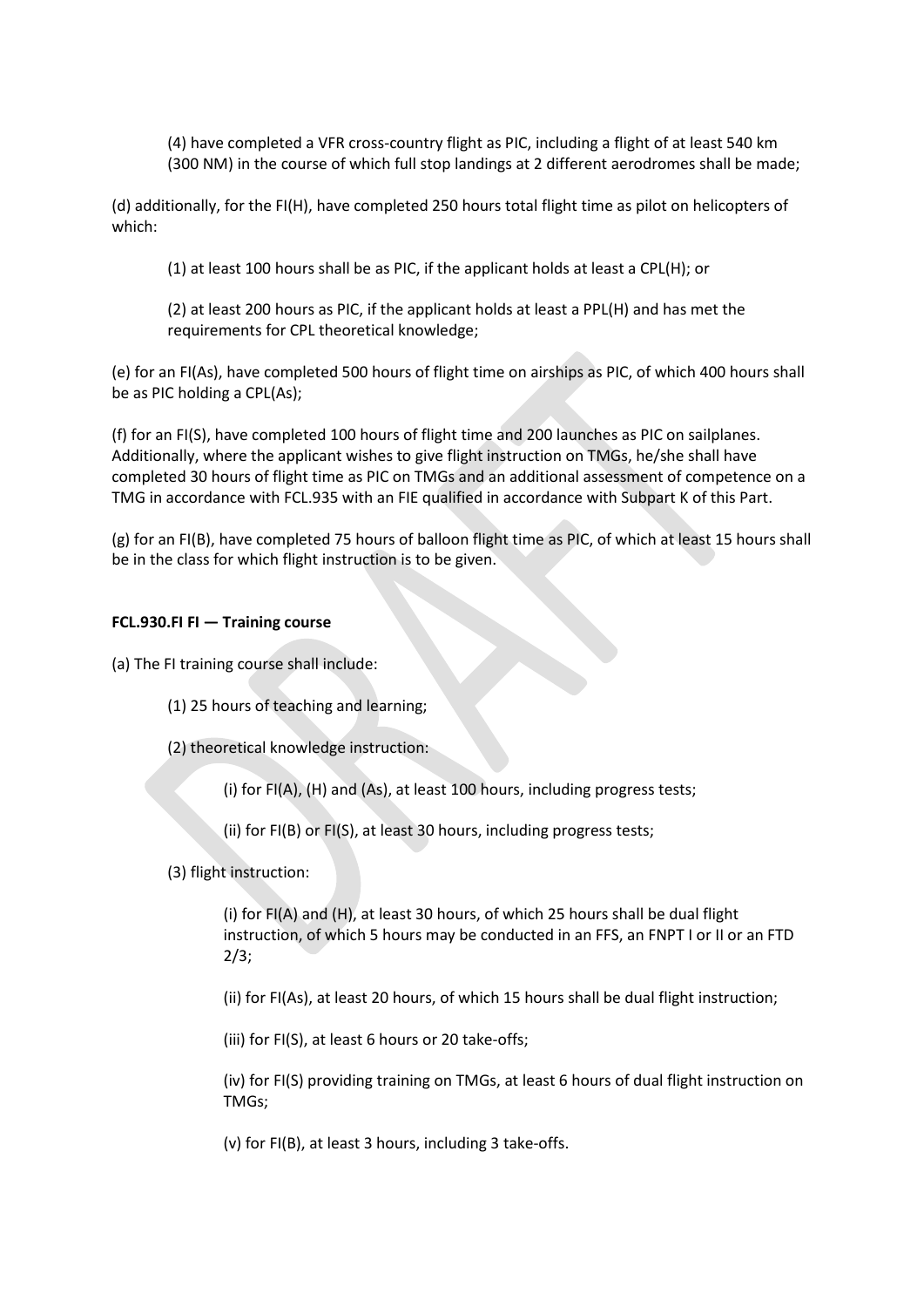(4) have completed a VFR cross-country flight as PIC, including a flight of at least 540 km (300 NM) in the course of which full stop landings at 2 different aerodromes shall be made;

(d) additionally, for the FI(H), have completed 250 hours total flight time as pilot on helicopters of which:

(1) at least 100 hours shall be as PIC, if the applicant holds at least a CPL(H); or

(2) at least 200 hours as PIC, if the applicant holds at least a PPL(H) and has met the requirements for CPL theoretical knowledge;

(e) for an FI(As), have completed 500 hours of flight time on airships as PIC, of which 400 hours shall be as PIC holding a CPL(As);

(f) for an FI(S), have completed 100 hours of flight time and 200 launches as PIC on sailplanes. Additionally, where the applicant wishes to give flight instruction on TMGs, he/she shall have completed 30 hours of flight time as PIC on TMGs and an additional assessment of competence on a TMG in accordance with FCL.935 with an FIE qualified in accordance with Subpart K of this Part.

(g) for an FI(B), have completed 75 hours of balloon flight time as PIC, of which at least 15 hours shall be in the class for which flight instruction is to be given.

**FCL.930.FI FI — Training course**

(a) The FI training course shall include:

(1) 25 hours of teaching and learning;

(2) theoretical knowledge instruction:

(i) for FI(A), (H) and (As), at least 100 hours, including progress tests;

(ii) for FI(B) or FI(S), at least 30 hours, including progress tests;

(3) flight instruction:

(i) for FI(A) and (H), at least 30 hours, of which 25 hours shall be dual flight instruction, of which 5 hours may be conducted in an FFS, an FNPT I or II or an FTD 2/3;

(ii) for FI(As), at least 20 hours, of which 15 hours shall be dual flight instruction;

(iii) for FI(S), at least 6 hours or 20 take-offs;

(iv) for FI(S) providing training on TMGs, at least 6 hours of dual flight instruction on TMGs;

(v) for FI(B), at least 3 hours, including 3 take-offs.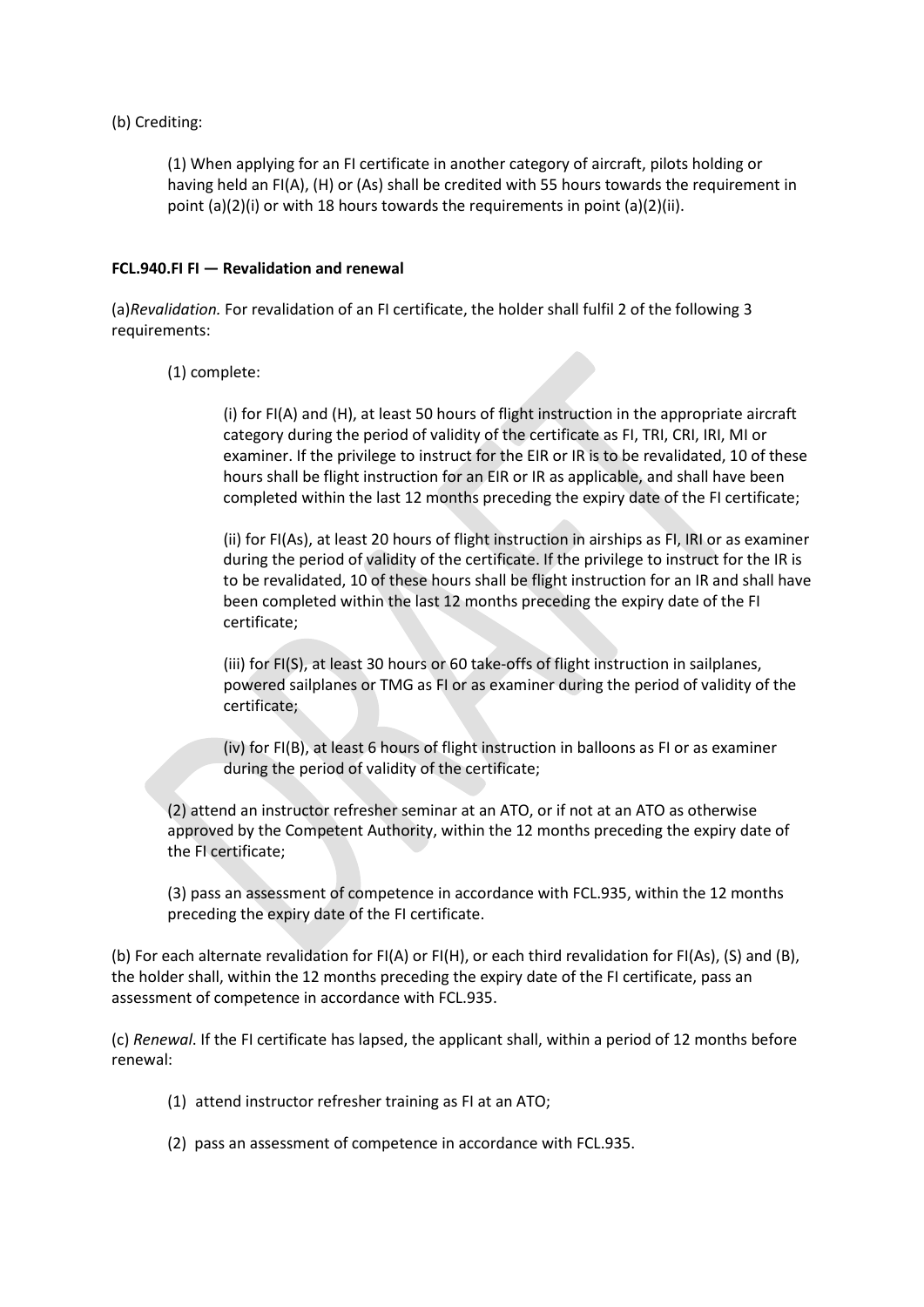(b) Crediting:

(1) When applying for an FI certificate in another category of aircraft, pilots holding or having held an FI(A), (H) or (As) shall be credited with 55 hours towards the requirement in point (a)(2)(i) or with 18 hours towards the requirements in point (a)(2)(ii).

**FCL.940.FI FI — Revalidation and renewal**

(a)*Revalidation.* For revalidation of an FI certificate, the holder shall fulfil 2 of the following 3 requirements:

(1) complete:

(i) for FI(A) and (H), at least 50 hours of flight instruction in the appropriate aircraft category during the period of validity of the certificate as FI, TRI, CRI, IRI, MI or examiner. If the privilege to instruct for the EIR or IR is to be revalidated, 10 of these hours shall be flight instruction for an EIR or IR as applicable, and shall have been completed within the last 12 months preceding the expiry date of the FI certificate;

(ii) for FI(As), at least 20 hours of flight instruction in airships as FI, IRI or as examiner during the period of validity of the certificate. If the privilege to instruct for the IR is to be revalidated, 10 of these hours shall be flight instruction for an IR and shall have been completed within the last 12 months preceding the expiry date of the FI certificate;

(iii) for FI(S), at least 30 hours or 60 take-offs of flight instruction in sailplanes, powered sailplanes or TMG as FI or as examiner during the period of validity of the certificate;

(iv) for FI(B), at least 6 hours of flight instruction in balloons as FI or as examiner during the period of validity of the certificate;

(2) attend an instructor refresher seminar at an ATO, or if not at an ATO as otherwise approved by the Competent Authority, within the 12 months preceding the expiry date of the FI certificate;

(3) pass an assessment of competence in accordance with FCL.935, within the 12 months preceding the expiry date of the FI certificate.

(b) For each alternate revalidation for FI(A) or FI(H), or each third revalidation for FI(As), (S) and (B), the holder shall, within the 12 months preceding the expiry date of the FI certificate, pass an assessment of competence in accordance with FCL.935.

(c) *Renewal*. If the FI certificate has lapsed, the applicant shall, within a period of 12 months before renewal:

(1) attend instructor refresher training as FI at an ATO;

(2) pass an assessment of competence in accordance with FCL.935.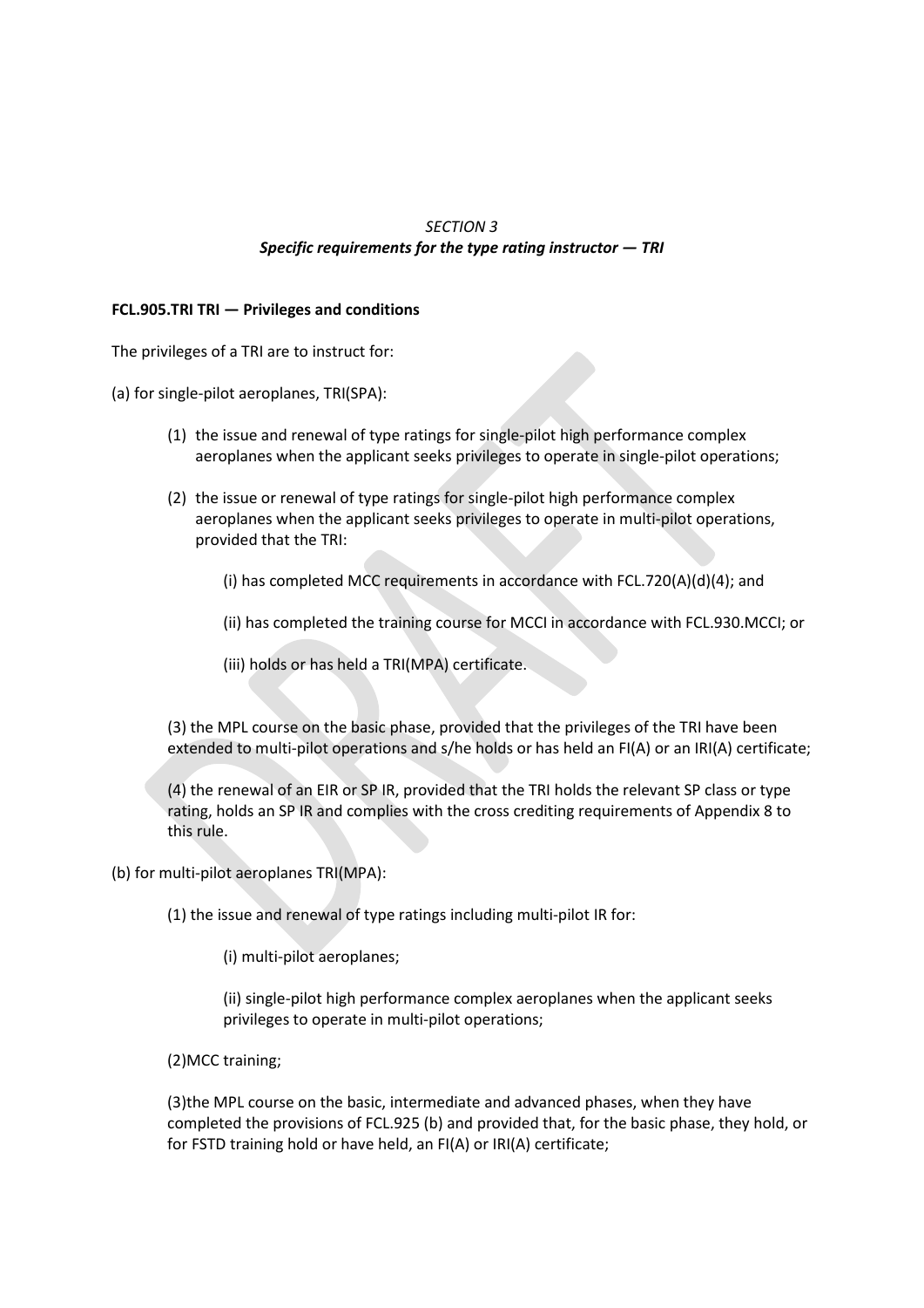*SECTION 3*

***Specific requirements for the type rating instructor — TRI***

**FCL.905.TRI TRI — Privileges and conditions**

The privileges of a TRI are to instruct for:

(a) for single-pilot aeroplanes, TRI(SPA):

(1) the issue and renewal of type ratings for single-pilot high performance complex aeroplanes when the applicant seeks privileges to operate in single-pilot operations;

(2) the issue or renewal of type ratings for single-pilot high performance complex aeroplanes when the applicant seeks privileges to operate in multi-pilot operations, provided that the TRI:

(i) has completed MCC requirements in accordance with FCL.720(A)(d)(4); and

(ii) has completed the training course for MCCI in accordance with FCL.930.MCCI; or

(iii) holds or has held a TRI(MPA) certificate.

(3) the MPL course on the basic phase, provided that the privileges of the TRI have been extended to multi-pilot operations and s/he holds or has held an FI(A) or an IRI(A) certificate;

(4) the renewal of an EIR or SP IR, provided that the TRI holds the relevant SP class or type rating, holds an SP IR and complies with the cross crediting requirements of Appendix 8 to this rule.

(b) for multi-pilot aeroplanes TRI(MPA):

(1) the issue and renewal of type ratings including multi-pilot IR for:

(i) multi-pilot aeroplanes;

(ii) single-pilot high performance complex aeroplanes when the applicant seeks privileges to operate in multi-pilot operations;

(2)MCC training;

(3)the MPL course on the basic, intermediate and advanced phases, when they have completed the provisions of FCL.925 (b) and provided that, for the basic phase, they hold, or for FSTD training hold or have held, an FI(A) or IRI(A) certificate;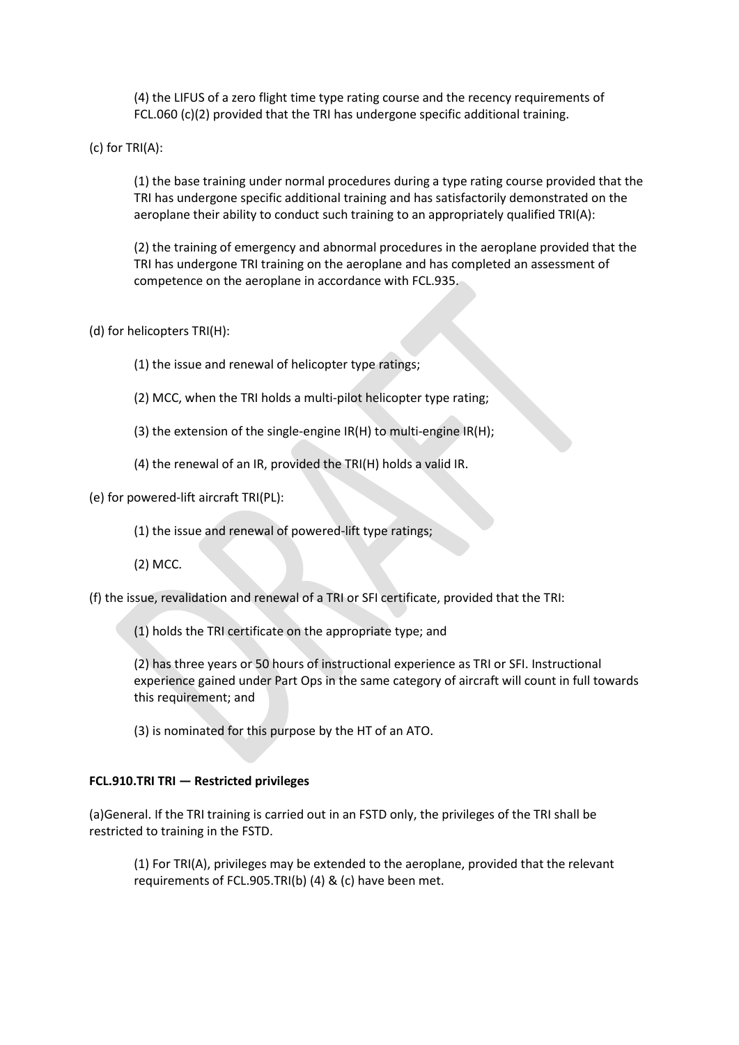(4) the LIFUS of a zero flight time type rating course and the recency requirements of FCL.060 (c)(2) provided that the TRI has undergone specific additional training.

(c) for TRI(A):

(1) the base training under normal procedures during a type rating course provided that the TRI has undergone specific additional training and has satisfactorily demonstrated on the aeroplane their ability to conduct such training to an appropriately qualified TRI(A):

(2) the training of emergency and abnormal procedures in the aeroplane provided that the TRI has undergone TRI training on the aeroplane and has completed an assessment of competence on the aeroplane in accordance with FCL.935.

(d) for helicopters TRI(H):

(1) the issue and renewal of helicopter type ratings;

(2) MCC, when the TRI holds a multi-pilot helicopter type rating;

(3) the extension of the single-engine IR(H) to multi-engine IR(H);

(4) the renewal of an IR, provided the TRI(H) holds a valid IR.

(e) for powered-lift aircraft TRI(PL):

(1) the issue and renewal of powered-lift type ratings;

(2) MCC.

(f) the issue, revalidation and renewal of a TRI or SFI certificate, provided that the TRI:

(1) holds the TRI certificate on the appropriate type; and

(2) has three years or 50 hours of instructional experience as TRI or SFI. Instructional experience gained under Part Ops in the same category of aircraft will count in full towards this requirement; and

(3) is nominated for this purpose by the HT of an ATO.

**FCL.910.TRI TRI — Restricted privileges**

(a)General. If the TRI training is carried out in an FSTD only, the privileges of the TRI shall be restricted to training in the FSTD.

(1) For TRI(A), privileges may be extended to the aeroplane, provided that the relevant requirements of FCL.905.TRI(b) (4) & (c) have been met.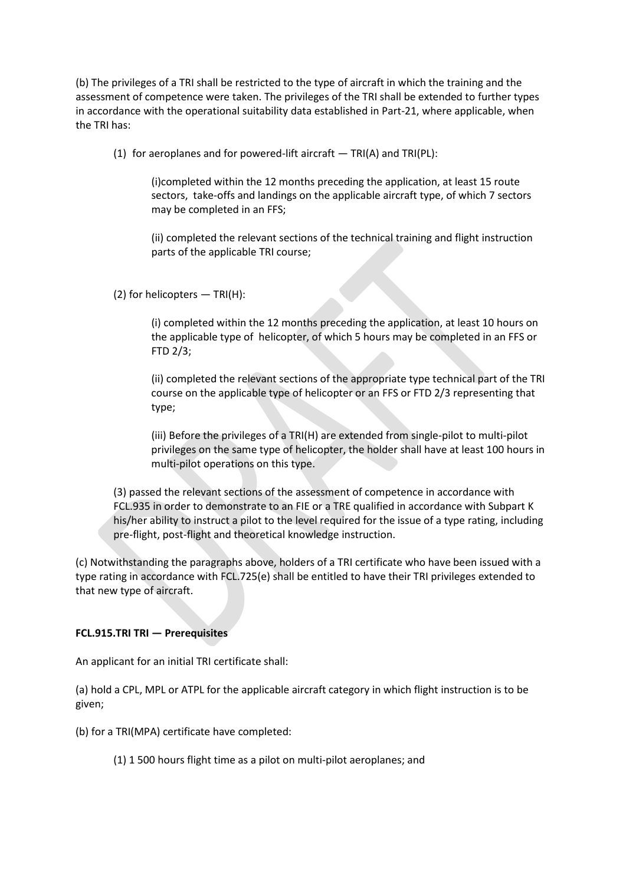(b) The privileges of a TRI shall be restricted to the type of aircraft in which the training and the assessment of competence were taken. The privileges of the TRI shall be extended to further types in accordance with the operational suitability data established in Part-21, where applicable, when the TRI has:

(1) for aeroplanes and for powered-lift aircraft — TRI(A) and TRI(PL):

(i)completed within the 12 months preceding the application, at least 15 route sectors, take-offs and landings on the applicable aircraft type, of which 7 sectors may be completed in an FFS;

(ii) completed the relevant sections of the technical training and flight instruction parts of the applicable TRI course;

(2) for helicopters — TRI(H):

(i) completed within the 12 months preceding the application, at least 10 hours on the applicable type of helicopter, of which 5 hours may be completed in an FFS or FTD 2/3;

(ii) completed the relevant sections of the appropriate type technical part of the TRI course on the applicable type of helicopter or an FFS or FTD 2/3 representing that type;

(iii) Before the privileges of a TRI(H) are extended from single-pilot to multi-pilot privileges on the same type of helicopter, the holder shall have at least 100 hours in multi-pilot operations on this type.

(3) passed the relevant sections of the assessment of competence in accordance with FCL.935 in order to demonstrate to an FIE or a TRE qualified in accordance with Subpart K his/her ability to instruct a pilot to the level required for the issue of a type rating, including pre-flight, post-flight and theoretical knowledge instruction.

(c) Notwithstanding the paragraphs above, holders of a TRI certificate who have been issued with a type rating in accordance with FCL.725(e) shall be entitled to have their TRI privileges extended to that new type of aircraft.

**FCL.915.TRI TRI — Prerequisites**

An applicant for an initial TRI certificate shall:

(a) hold a CPL, MPL or ATPL for the applicable aircraft category in which flight instruction is to be given;

(b) for a TRI(MPA) certificate have completed:

(1) 1 500 hours flight time as a pilot on multi-pilot aeroplanes; and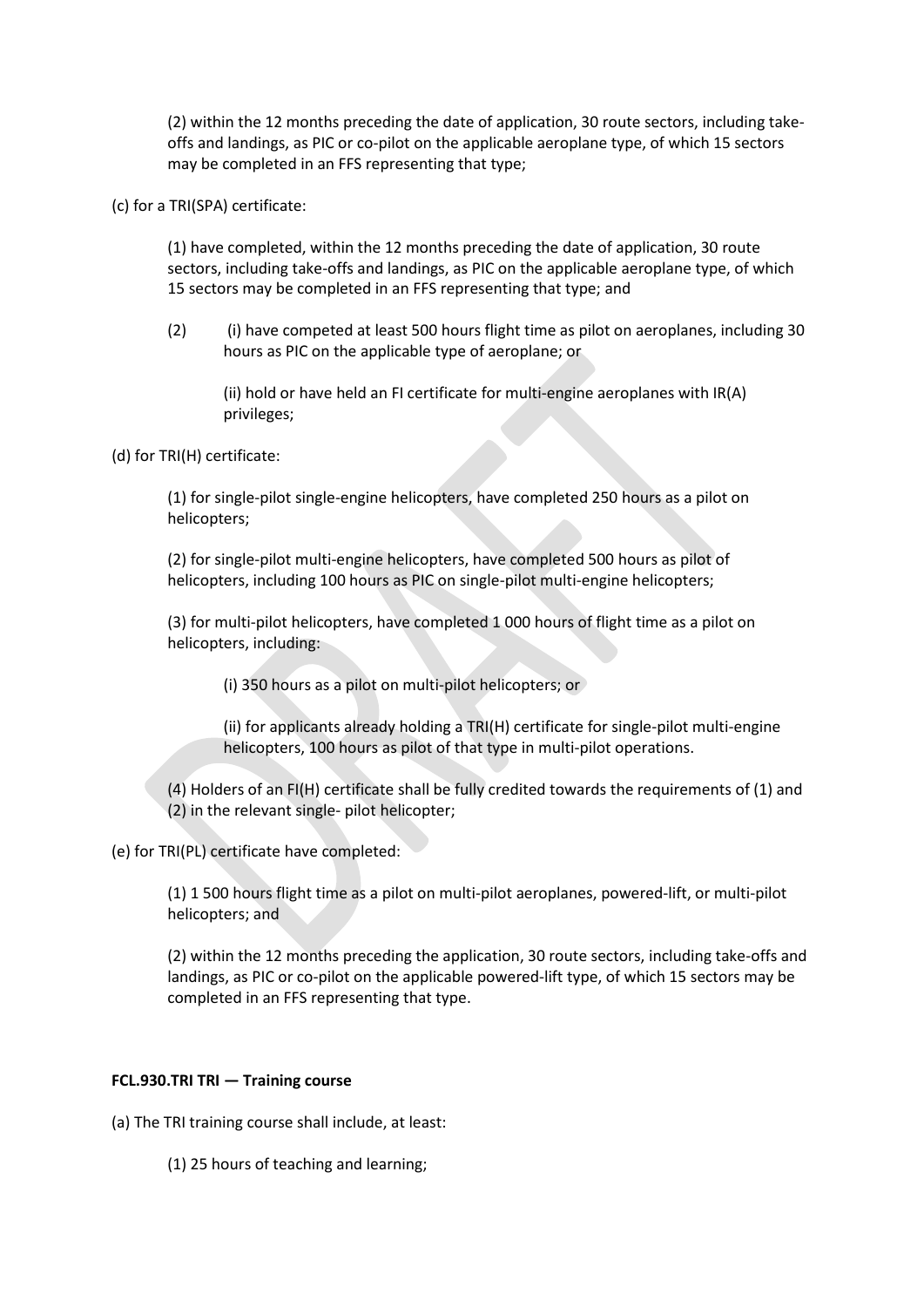(2) within the 12 months preceding the date of application, 30 route sectors, including take-offs and landings, as PIC or co-pilot on the applicable aeroplane type, of which 15 sectors may be completed in an FFS representing that type;

(c) for a TRI(SPA) certificate:

(1) have completed, within the 12 months preceding the date of application, 30 route sectors, including take-offs and landings, as PIC on the applicable aeroplane type, of which 15 sectors may be completed in an FFS representing that type; and

(2) (i) have competed at least 500 hours flight time as pilot on aeroplanes, including 30 hours as PIC on the applicable type of aeroplane; or

(ii) hold or have held an FI certificate for multi-engine aeroplanes with IR(A) privileges;

(d) for TRI(H) certificate:

(1) for single-pilot single-engine helicopters, have completed 250 hours as a pilot on helicopters;

(2) for single-pilot multi-engine helicopters, have completed 500 hours as pilot of helicopters, including 100 hours as PIC on single-pilot multi-engine helicopters;

(3) for multi-pilot helicopters, have completed 1 000 hours of flight time as a pilot on helicopters, including:

(i) 350 hours as a pilot on multi-pilot helicopters; or

(ii) for applicants already holding a TRI(H) certificate for single-pilot multi-engine helicopters, 100 hours as pilot of that type in multi-pilot operations.

(4) Holders of an FI(H) certificate shall be fully credited towards the requirements of (1) and (2) in the relevant single- pilot helicopter;

(e) for TRI(PL) certificate have completed:

(1) 1 500 hours flight time as a pilot on multi-pilot aeroplanes, powered-lift, or multi-pilot helicopters; and

(2) within the 12 months preceding the application, 30 route sectors, including take-offs and landings, as PIC or co-pilot on the applicable powered-lift type, of which 15 sectors may be completed in an FFS representing that type.

**FCL.930.TRI TRI — Training course**

(a) The TRI training course shall include, at least:

(1) 25 hours of teaching and learning;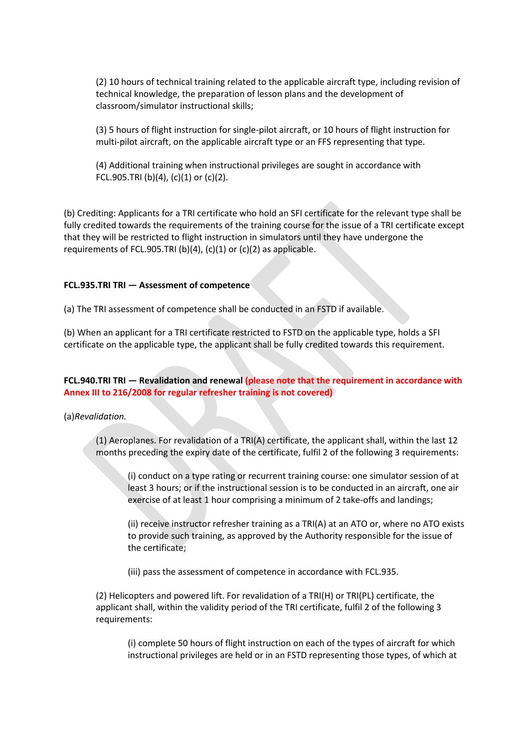(2) 10 hours of technical training related to the applicable aircraft type, including revision of technical knowledge, the preparation of lesson plans and the development of classroom/simulator instructional skills;

(3) 5 hours of flight instruction for single-pilot aircraft, or 10 hours of flight instruction for multi-pilot aircraft, on the applicable aircraft type or an FFS representing that type.

(4) Additional training when instructional privileges are sought in accordance with FCL.905.TRI (b)(4), (c)(1) or (c)(2).

(b) Crediting: Applicants for a TRI certificate who hold an SFI certificate for the relevant type shall be fully credited towards the requirements of the training course for the issue of a TRI certificate except that they will be restricted to flight instruction in simulators until they have undergone the requirements of FCL.905.TRI (b)(4), (c)(1) or (c)(2) as applicable.

**FCL.935.TRI TRI — Assessment of competence**

(a) The TRI assessment of competence shall be conducted in an FSTD if available.

(b) When an applicant for a TRI certificate restricted to FSTD on the applicable type, holds a SFI certificate on the applicable type, the applicant shall be fully credited towards this requirement.

**FCL.940.TRI TRI — Revalidation and renewal (please note that the requirement in accordance with Annex III to 216/2008 for regular refresher training is not covered)**

(a)*Revalidation.*

(1) Aeroplanes. For revalidation of a TRI(A) certificate, the applicant shall, within the last 12 months preceding the expiry date of the certificate, fulfil 2 of the following 3 requirements:

(i) conduct on a type rating or recurrent training course: one simulator session of at least 3 hours; or if the instructional session is to be conducted in an aircraft, one air exercise of at least 1 hour comprising a minimum of 2 take-offs and landings;

(ii) receive instructor refresher training as a TRI(A) at an ATO or, where no ATO exists to provide such training, as approved by the Authority responsible for the issue of the certificate;

(iii) pass the assessment of competence in accordance with FCL.935.

(2) Helicopters and powered lift. For revalidation of a TRI(H) or TRI(PL) certificate, the applicant shall, within the validity period of the TRI certificate, fulfil 2 of the following 3 requirements:

(i) complete 50 hours of flight instruction on each of the types of aircraft for which instructional privileges are held or in an FSTD representing those types, of which at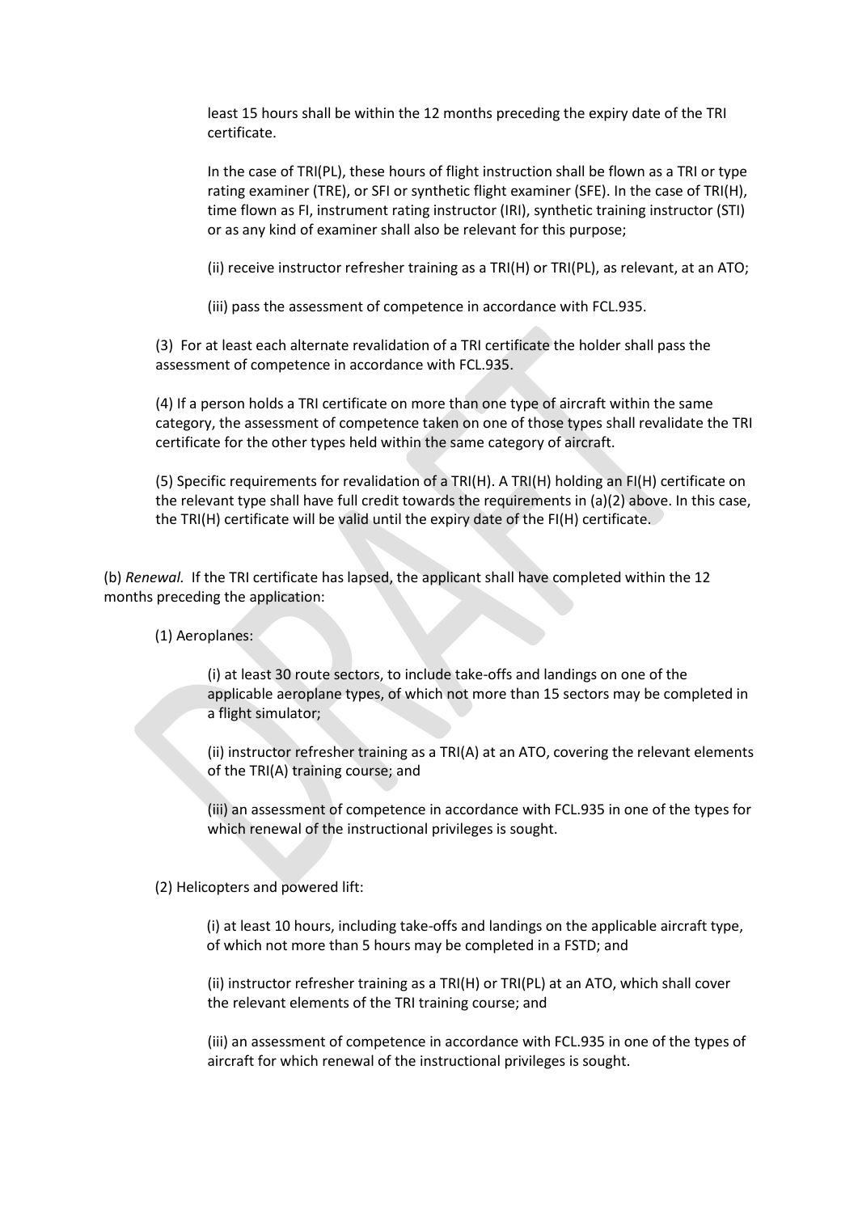least 15 hours shall be within the 12 months preceding the expiry date of the TRI certificate.

In the case of TRI(PL), these hours of flight instruction shall be flown as a TRI or type rating examiner (TRE), or SFI or synthetic flight examiner (SFE). In the case of TRI(H), time flown as FI, instrument rating instructor (IRI), synthetic training instructor (STI) or as any kind of examiner shall also be relevant for this purpose;

(ii) receive instructor refresher training as a TRI(H) or TRI(PL), as relevant, at an ATO;

(iii) pass the assessment of competence in accordance with FCL.935.

(3) For at least each alternate revalidation of a TRI certificate the holder shall pass the assessment of competence in accordance with FCL.935.

(4) If a person holds a TRI certificate on more than one type of aircraft within the same category, the assessment of competence taken on one of those types shall revalidate the TRI certificate for the other types held within the same category of aircraft.

(5) Specific requirements for revalidation of a TRI(H). A TRI(H) holding an FI(H) certificate on the relevant type shall have full credit towards the requirements in (a)(2) above. In this case, the TRI(H) certificate will be valid until the expiry date of the FI(H) certificate.

(b) *Renewal.* If the TRI certificate has lapsed, the applicant shall have completed within the 12 months preceding the application:

(1) Aeroplanes:

(i) at least 30 route sectors, to include take-offs and landings on one of the applicable aeroplane types, of which not more than 15 sectors may be completed in a flight simulator;

(ii) instructor refresher training as a TRI(A) at an ATO, covering the relevant elements of the TRI(A) training course; and

(iii) an assessment of competence in accordance with FCL.935 in one of the types for which renewal of the instructional privileges is sought.

(2) Helicopters and powered lift:

(i) at least 10 hours, including take-offs and landings on the applicable aircraft type, of which not more than 5 hours may be completed in a FSTD; and

(ii) instructor refresher training as a TRI(H) or TRI(PL) at an ATO, which shall cover the relevant elements of the TRI training course; and

(iii) an assessment of competence in accordance with FCL.935 in one of the types of aircraft for which renewal of the instructional privileges is sought.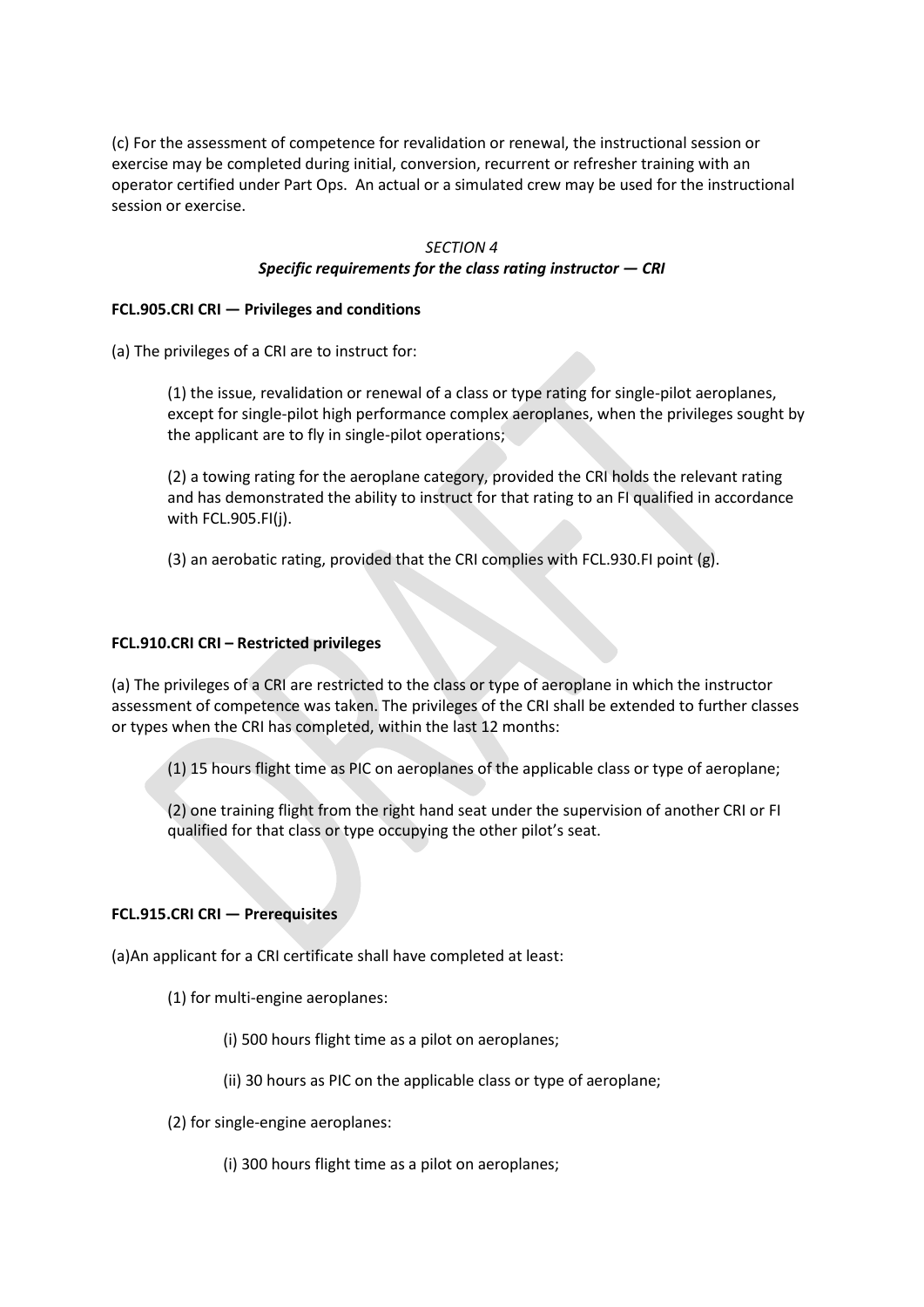(c) For the assessment of competence for revalidation or renewal, the instructional session or exercise may be completed during initial, conversion, recurrent or refresher training with an operator certified under Part Ops. An actual or a simulated crew may be used for the instructional session or exercise.

*SECTION 4*

***Specific requirements for the class rating instructor — CRI***

**FCL.905.CRI CRI — Privileges and conditions**

(a) The privileges of a CRI are to instruct for:

(1) the issue, revalidation or renewal of a class or type rating for single-pilot aeroplanes, except for single-pilot high performance complex aeroplanes, when the privileges sought by the applicant are to fly in single-pilot operations;

(2) a towing rating for the aeroplane category, provided the CRI holds the relevant rating and has demonstrated the ability to instruct for that rating to an FI qualified in accordance with FCL.905.FI(j).

(3) an aerobatic rating, provided that the CRI complies with FCL.930.FI point (g).

**FCL.910.CRI CRI – Restricted privileges**

(a) The privileges of a CRI are restricted to the class or type of aeroplane in which the instructor assessment of competence was taken. The privileges of the CRI shall be extended to further classes or types when the CRI has completed, within the last 12 months:

(1) 15 hours flight time as PIC on aeroplanes of the applicable class or type of aeroplane;

(2) one training flight from the right hand seat under the supervision of another CRI or FI qualified for that class or type occupying the other pilot's seat.

**FCL.915.CRI CRI — Prerequisites**

(a)An applicant for a CRI certificate shall have completed at least:

(1) for multi-engine aeroplanes:

(i) 500 hours flight time as a pilot on aeroplanes;

(ii) 30 hours as PIC on the applicable class or type of aeroplane;

(2) for single-engine aeroplanes:

(i) 300 hours flight time as a pilot on aeroplanes;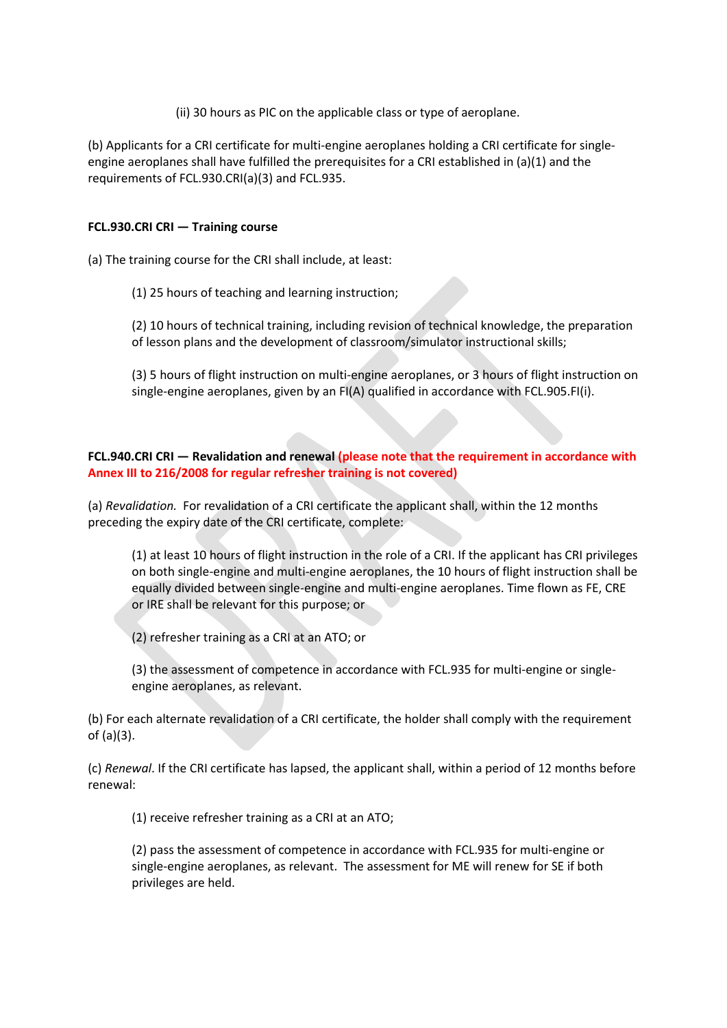(ii) 30 hours as PIC on the applicable class or type of aeroplane.

(b) Applicants for a CRI certificate for multi-engine aeroplanes holding a CRI certificate for single-engine aeroplanes shall have fulfilled the prerequisites for a CRI established in (a)(1) and the requirements of FCL.930.CRI(a)(3) and FCL.935.

**FCL.930.CRI CRI — Training course**

(a) The training course for the CRI shall include, at least:

(1) 25 hours of teaching and learning instruction;

(2) 10 hours of technical training, including revision of technical knowledge, the preparation of lesson plans and the development of classroom/simulator instructional skills;

(3) 5 hours of flight instruction on multi-engine aeroplanes, or 3 hours of flight instruction on single-engine aeroplanes, given by an FI(A) qualified in accordance with FCL.905.FI(i).

**FCL.940.CRI CRI — Revalidation and renewal (please note that the requirement in accordance with Annex III to 216/2008 for regular refresher training is not covered)**

(a) *Revalidation.* For revalidation of a CRI certificate the applicant shall, within the 12 months preceding the expiry date of the CRI certificate, complete:

(1) at least 10 hours of flight instruction in the role of a CRI. If the applicant has CRI privileges on both single-engine and multi-engine aeroplanes, the 10 hours of flight instruction shall be equally divided between single-engine and multi-engine aeroplanes. Time flown as FE, CRE or IRE shall be relevant for this purpose; or

(2) refresher training as a CRI at an ATO; or

(3) the assessment of competence in accordance with FCL.935 for multi-engine or single-engine aeroplanes, as relevant.

(b) For each alternate revalidation of a CRI certificate, the holder shall comply with the requirement of (a)(3).

(c) *Renewal*. If the CRI certificate has lapsed, the applicant shall, within a period of 12 months before renewal:

(1) receive refresher training as a CRI at an ATO;

(2) pass the assessment of competence in accordance with FCL.935 for multi-engine or single-engine aeroplanes, as relevant. The assessment for ME will renew for SE if both privileges are held.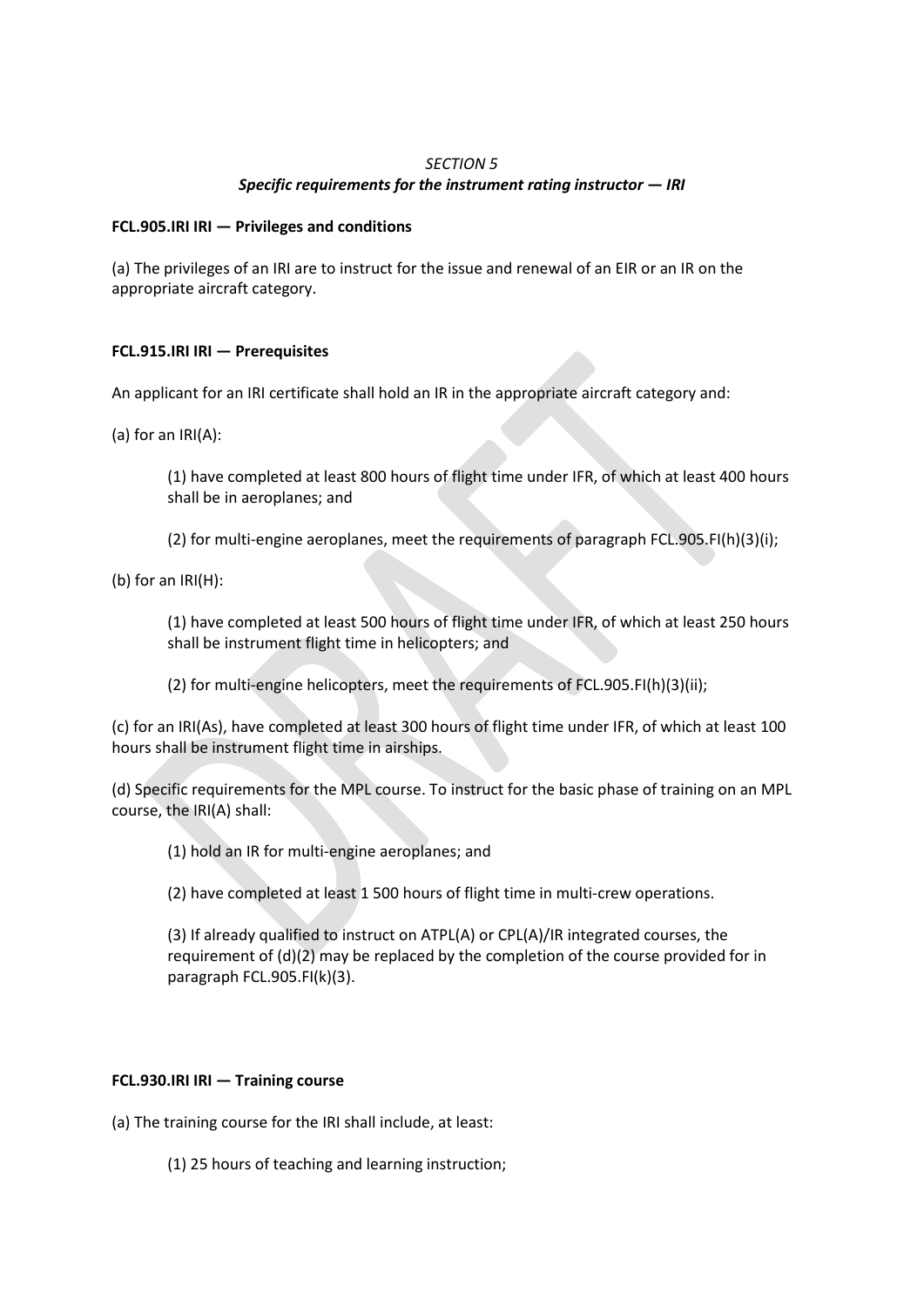*SECTION 5*

***Specific requirements for the instrument rating instructor — IRI***

**FCL.905.IRI IRI — Privileges and conditions**

(a) The privileges of an IRI are to instruct for the issue and renewal of an EIR or an IR on the appropriate aircraft category.

**FCL.915.IRI IRI — Prerequisites**

An applicant for an IRI certificate shall hold an IR in the appropriate aircraft category and:

(a) for an IRI(A):

> (1) have completed at least 800 hours of flight time under IFR, of which at least 400 hours shall be in aeroplanes; and
>
> (2) for multi-engine aeroplanes, meet the requirements of paragraph FCL.905.FI(h)(3)(i);

(b) for an IRI(H):

> (1) have completed at least 500 hours of flight time under IFR, of which at least 250 hours shall be instrument flight time in helicopters; and
>
> (2) for multi-engine helicopters, meet the requirements of FCL.905.FI(h)(3)(ii);

(c) for an IRI(As), have completed at least 300 hours of flight time under IFR, of which at least 100 hours shall be instrument flight time in airships.

(d) Specific requirements for the MPL course. To instruct for the basic phase of training on an MPL course, the IRI(A) shall:

> (1) hold an IR for multi-engine aeroplanes; and
>
> (2) have completed at least 1 500 hours of flight time in multi-crew operations.
>
> (3) If already qualified to instruct on ATPL(A) or CPL(A)/IR integrated courses, the requirement of (d)(2) may be replaced by the completion of the course provided for in paragraph FCL.905.FI(k)(3).

**FCL.930.IRI IRI — Training course**

(a) The training course for the IRI shall include, at least:

> (1) 25 hours of teaching and learning instruction;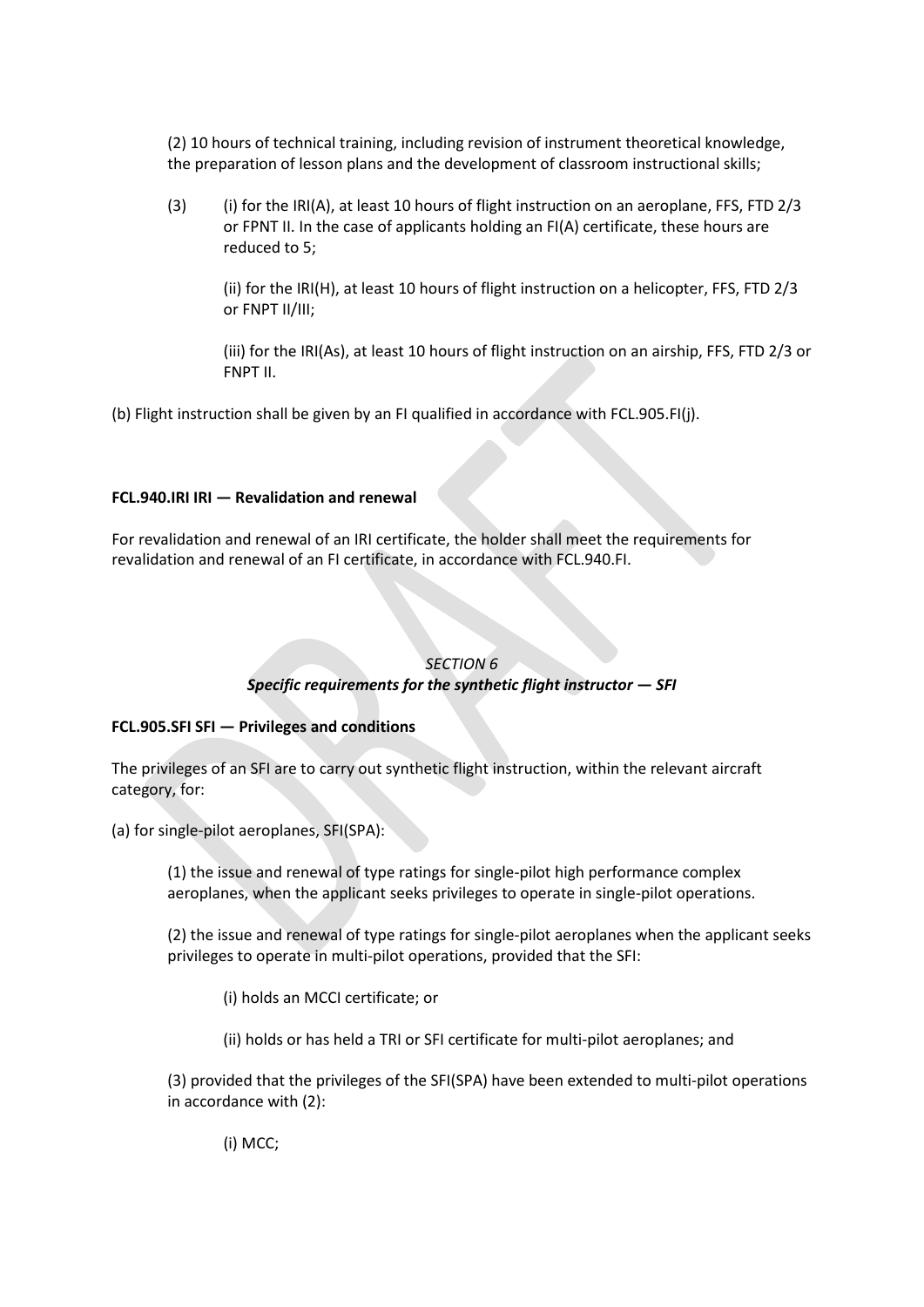(2) 10 hours of technical training, including revision of instrument theoretical knowledge, the preparation of lesson plans and the development of classroom instructional skills;

(3) (i) for the IRI(A), at least 10 hours of flight instruction on an aeroplane, FFS, FTD 2/3 or FPNT II. In the case of applicants holding an FI(A) certificate, these hours are reduced to 5;

(ii) for the IRI(H), at least 10 hours of flight instruction on a helicopter, FFS, FTD 2/3 or FNPT II/III;

(iii) for the IRI(As), at least 10 hours of flight instruction on an airship, FFS, FTD 2/3 or FNPT II.

(b) Flight instruction shall be given by an FI qualified in accordance with FCL.905.FI(j).

**FCL.940.IRI IRI — Revalidation and renewal**

For revalidation and renewal of an IRI certificate, the holder shall meet the requirements for revalidation and renewal of an FI certificate, in accordance with FCL.940.FI.

*SECTION 6*

***Specific requirements for the synthetic flight instructor — SFI***

**FCL.905.SFI SFI — Privileges and conditions**

The privileges of an SFI are to carry out synthetic flight instruction, within the relevant aircraft category, for:

(a) for single-pilot aeroplanes, SFI(SPA):

(1) the issue and renewal of type ratings for single-pilot high performance complex aeroplanes, when the applicant seeks privileges to operate in single-pilot operations.

(2) the issue and renewal of type ratings for single-pilot aeroplanes when the applicant seeks privileges to operate in multi-pilot operations, provided that the SFI:

(i) holds an MCCI certificate; or

(ii) holds or has held a TRI or SFI certificate for multi-pilot aeroplanes; and

(3) provided that the privileges of the SFI(SPA) have been extended to multi-pilot operations in accordance with (2):

(i) MCC;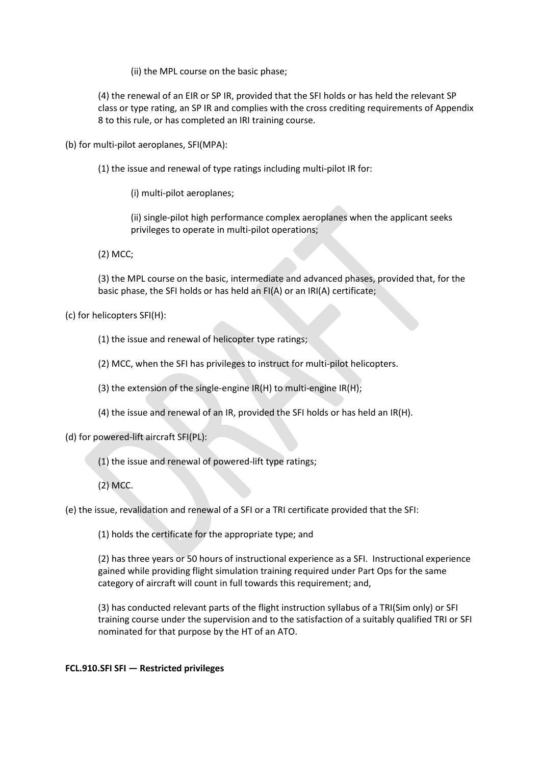(ii) the MPL course on the basic phase;

(4) the renewal of an EIR or SP IR, provided that the SFI holds or has held the relevant SP class or type rating, an SP IR and complies with the cross crediting requirements of Appendix 8 to this rule, or has completed an IRI training course.

(b) for multi-pilot aeroplanes, SFI(MPA):

(1) the issue and renewal of type ratings including multi-pilot IR for:

(i) multi-pilot aeroplanes;

(ii) single-pilot high performance complex aeroplanes when the applicant seeks privileges to operate in multi-pilot operations;

(2) MCC;

(3) the MPL course on the basic, intermediate and advanced phases, provided that, for the basic phase, the SFI holds or has held an FI(A) or an IRI(A) certificate;

(c) for helicopters SFI(H):

(1) the issue and renewal of helicopter type ratings;

(2) MCC, when the SFI has privileges to instruct for multi-pilot helicopters.

(3) the extension of the single-engine IR(H) to multi-engine IR(H);

(4) the issue and renewal of an IR, provided the SFI holds or has held an IR(H).

(d) for powered-lift aircraft SFI(PL):

(1) the issue and renewal of powered-lift type ratings;

(2) MCC.

(e) the issue, revalidation and renewal of a SFI or a TRI certificate provided that the SFI:

(1) holds the certificate for the appropriate type; and

(2) has three years or 50 hours of instructional experience as a SFI. Instructional experience gained while providing flight simulation training required under Part Ops for the same category of aircraft will count in full towards this requirement; and,

(3) has conducted relevant parts of the flight instruction syllabus of a TRI(Sim only) or SFI training course under the supervision and to the satisfaction of a suitably qualified TRI or SFI nominated for that purpose by the HT of an ATO.

**FCL.910.SFI SFI — Restricted privileges**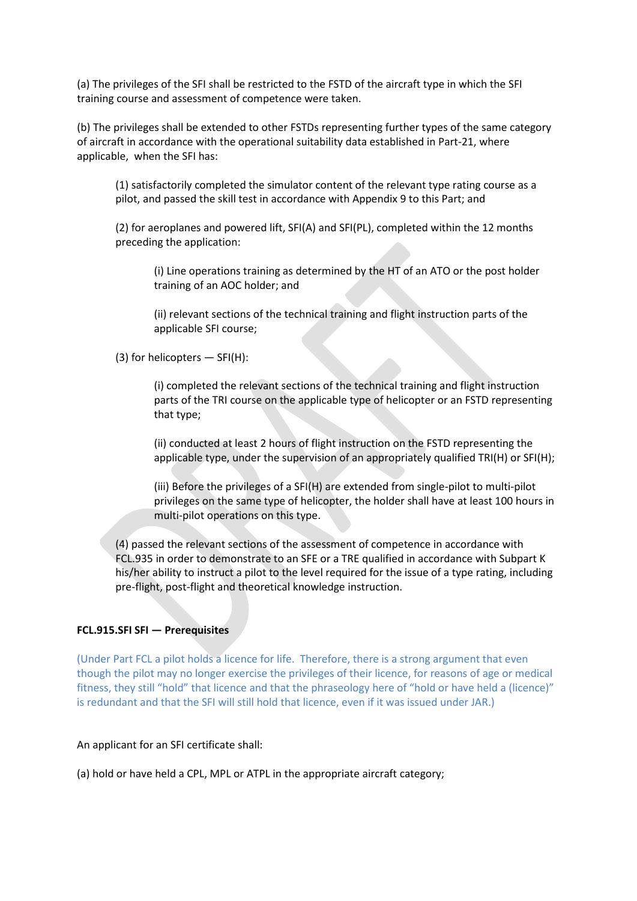(a) The privileges of the SFI shall be restricted to the FSTD of the aircraft type in which the SFI training course and assessment of competence were taken.

(b) The privileges shall be extended to other FSTDs representing further types of the same category of aircraft in accordance with the operational suitability data established in Part-21, where applicable, when the SFI has:

> (1) satisfactorily completed the simulator content of the relevant type rating course as a pilot, and passed the skill test in accordance with Appendix 9 to this Part; and
>
> (2) for aeroplanes and powered lift, SFI(A) and SFI(PL), completed within the 12 months preceding the application:
>
> > (i) Line operations training as determined by the HT of an ATO or the post holder training of an AOC holder; and
> >
> > (ii) relevant sections of the technical training and flight instruction parts of the applicable SFI course;
>
> (3) for helicopters — SFI(H):
>
> > (i) completed the relevant sections of the technical training and flight instruction parts of the TRI course on the applicable type of helicopter or an FSTD representing that type;
> >
> > (ii) conducted at least 2 hours of flight instruction on the FSTD representing the applicable type, under the supervision of an appropriately qualified TRI(H) or SFI(H);
> >
> > (iii) Before the privileges of a SFI(H) are extended from single-pilot to multi-pilot privileges on the same type of helicopter, the holder shall have at least 100 hours in multi-pilot operations on this type.
>
> (4) passed the relevant sections of the assessment of competence in accordance with FCL.935 in order to demonstrate to an SFE or a TRE qualified in accordance with Subpart K his/her ability to instruct a pilot to the level required for the issue of a type rating, including pre-flight, post-flight and theoretical knowledge instruction.

**FCL.915.SFI SFI — Prerequisites**

(Under Part FCL a pilot holds a licence for life. Therefore, there is a strong argument that even though the pilot may no longer exercise the privileges of their licence, for reasons of age or medical fitness, they still "hold" that licence and that the phraseology here of "hold or have held a (licence)" is redundant and that the SFI will still hold that licence, even if it was issued under JAR.)

An applicant for an SFI certificate shall:

(a) hold or have held a CPL, MPL or ATPL in the appropriate aircraft category;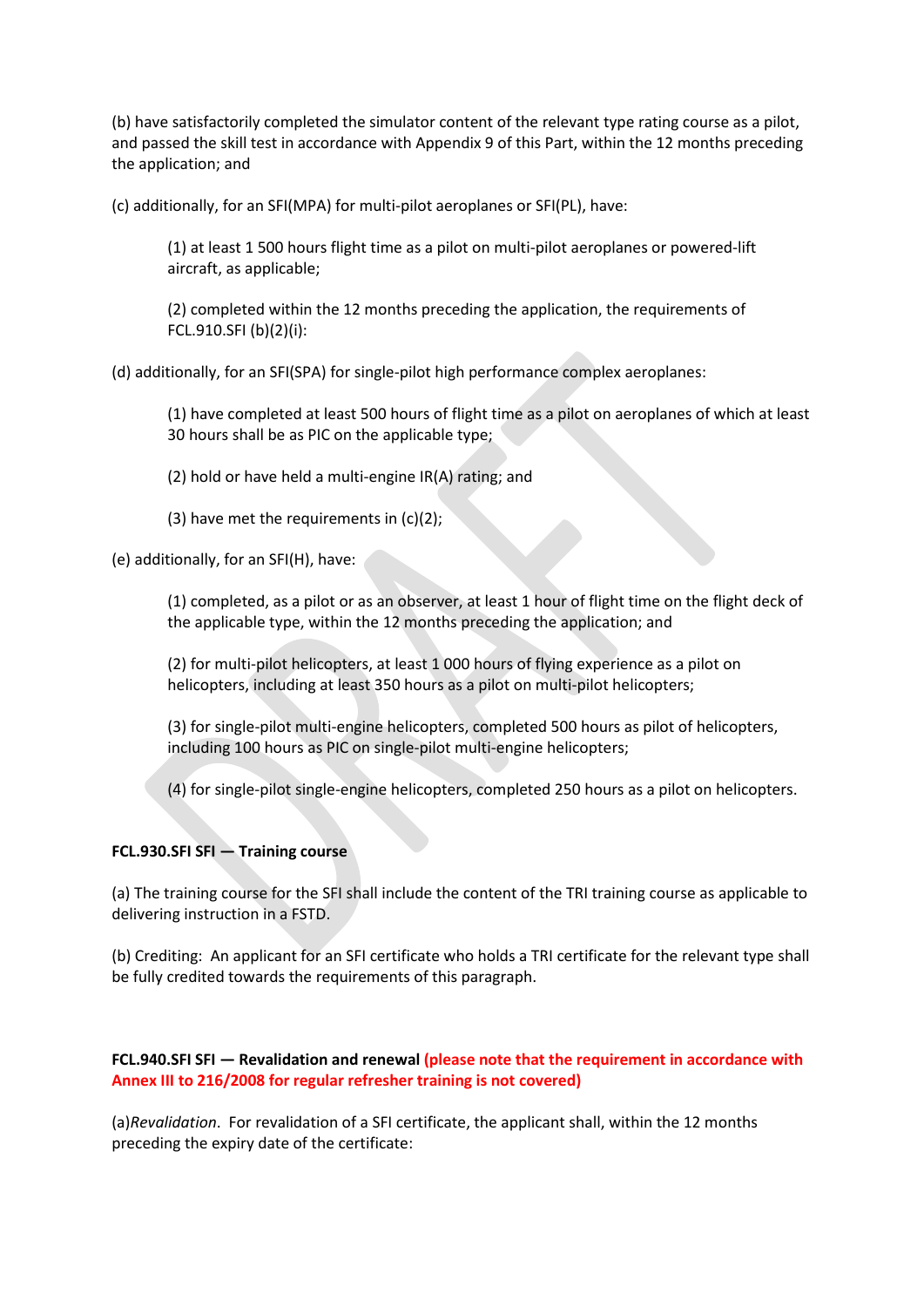(b) have satisfactorily completed the simulator content of the relevant type rating course as a pilot, and passed the skill test in accordance with Appendix 9 of this Part, within the 12 months preceding the application; and

(c) additionally, for an SFI(MPA) for multi-pilot aeroplanes or SFI(PL), have:

> (1) at least 1 500 hours flight time as a pilot on multi-pilot aeroplanes or powered-lift aircraft, as applicable;
>
> (2) completed within the 12 months preceding the application, the requirements of FCL.910.SFI (b)(2)(i):

(d) additionally, for an SFI(SPA) for single-pilot high performance complex aeroplanes:

> (1) have completed at least 500 hours of flight time as a pilot on aeroplanes of which at least 30 hours shall be as PIC on the applicable type;
>
> (2) hold or have held a multi-engine IR(A) rating; and
>
> (3) have met the requirements in (c)(2);

(e) additionally, for an SFI(H), have:

> (1) completed, as a pilot or as an observer, at least 1 hour of flight time on the flight deck of the applicable type, within the 12 months preceding the application; and
>
> (2) for multi-pilot helicopters, at least 1 000 hours of flying experience as a pilot on helicopters, including at least 350 hours as a pilot on multi-pilot helicopters;
>
> (3) for single-pilot multi-engine helicopters, completed 500 hours as pilot of helicopters, including 100 hours as PIC on single-pilot multi-engine helicopters;
>
> (4) for single-pilot single-engine helicopters, completed 250 hours as a pilot on helicopters.

**FCL.930.SFI SFI — Training course**

(a) The training course for the SFI shall include the content of the TRI training course as applicable to delivering instruction in a FSTD.

(b) Crediting: An applicant for an SFI certificate who holds a TRI certificate for the relevant type shall be fully credited towards the requirements of this paragraph.

**FCL.940.SFI SFI — Revalidation and renewal (please note that the requirement in accordance with Annex III to 216/2008 for regular refresher training is not covered)**

(a)*Revalidation*. For revalidation of a SFI certificate, the applicant shall, within the 12 months preceding the expiry date of the certificate: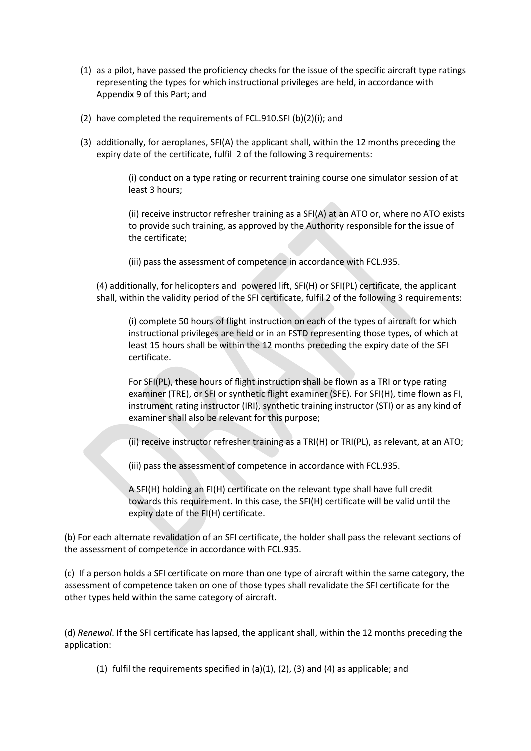(1) as a pilot, have passed the proficiency checks for the issue of the specific aircraft type ratings representing the types for which instructional privileges are held, in accordance with Appendix 9 of this Part; and

(2) have completed the requirements of FCL.910.SFI (b)(2)(i); and

(3) additionally, for aeroplanes, SFI(A) the applicant shall, within the 12 months preceding the expiry date of the certificate, fulfil 2 of the following 3 requirements:

(i) conduct on a type rating or recurrent training course one simulator session of at least 3 hours;

(ii) receive instructor refresher training as a SFI(A) at an ATO or, where no ATO exists to provide such training, as approved by the Authority responsible for the issue of the certificate;

(iii) pass the assessment of competence in accordance with FCL.935.

(4) additionally, for helicopters and powered lift, SFI(H) or SFI(PL) certificate, the applicant shall, within the validity period of the SFI certificate, fulfil 2 of the following 3 requirements:

(i) complete 50 hours of flight instruction on each of the types of aircraft for which instructional privileges are held or in an FSTD representing those types, of which at least 15 hours shall be within the 12 months preceding the expiry date of the SFI certificate.

For SFI(PL), these hours of flight instruction shall be flown as a TRI or type rating examiner (TRE), or SFI or synthetic flight examiner (SFE). For SFI(H), time flown as FI, instrument rating instructor (IRI), synthetic training instructor (STI) or as any kind of examiner shall also be relevant for this purpose;

(ii) receive instructor refresher training as a TRI(H) or TRI(PL), as relevant, at an ATO;

(iii) pass the assessment of competence in accordance with FCL.935.

A SFI(H) holding an FI(H) certificate on the relevant type shall have full credit towards this requirement. In this case, the SFI(H) certificate will be valid until the expiry date of the FI(H) certificate.

(b) For each alternate revalidation of an SFI certificate, the holder shall pass the relevant sections of the assessment of competence in accordance with FCL.935.

(c) If a person holds a SFI certificate on more than one type of aircraft within the same category, the assessment of competence taken on one of those types shall revalidate the SFI certificate for the other types held within the same category of aircraft.

(d) *Renewal*. If the SFI certificate has lapsed, the applicant shall, within the 12 months preceding the application:

(1) fulfil the requirements specified in (a)(1), (2), (3) and (4) as applicable; and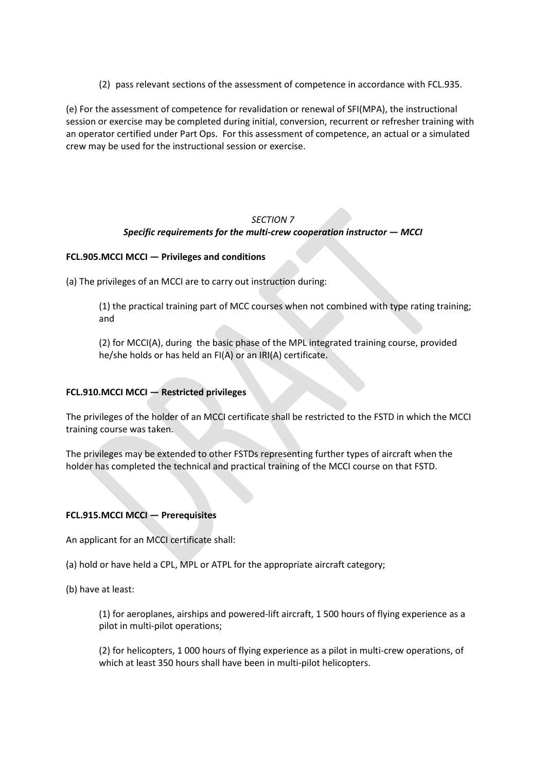(2) pass relevant sections of the assessment of competence in accordance with FCL.935.

(e) For the assessment of competence for revalidation or renewal of SFI(MPA), the instructional session or exercise may be completed during initial, conversion, recurrent or refresher training with an operator certified under Part Ops. For this assessment of competence, an actual or a simulated crew may be used for the instructional session or exercise.

*SECTION 7*

***Specific requirements for the multi-crew cooperation instructor — MCCI***

**FCL.905.MCCI MCCI — Privileges and conditions**

(a) The privileges of an MCCI are to carry out instruction during:

(1) the practical training part of MCC courses when not combined with type rating training; and

(2) for MCCI(A), during the basic phase of the MPL integrated training course, provided he/she holds or has held an FI(A) or an IRI(A) certificate.

**FCL.910.MCCI MCCI — Restricted privileges**

The privileges of the holder of an MCCI certificate shall be restricted to the FSTD in which the MCCI training course was taken.

The privileges may be extended to other FSTDs representing further types of aircraft when the holder has completed the technical and practical training of the MCCI course on that FSTD.

**FCL.915.MCCI MCCI — Prerequisites**

An applicant for an MCCI certificate shall:

(a) hold or have held a CPL, MPL or ATPL for the appropriate aircraft category;

(b) have at least:

(1) for aeroplanes, airships and powered-lift aircraft, 1 500 hours of flying experience as a pilot in multi-pilot operations;

(2) for helicopters, 1 000 hours of flying experience as a pilot in multi-crew operations, of which at least 350 hours shall have been in multi-pilot helicopters.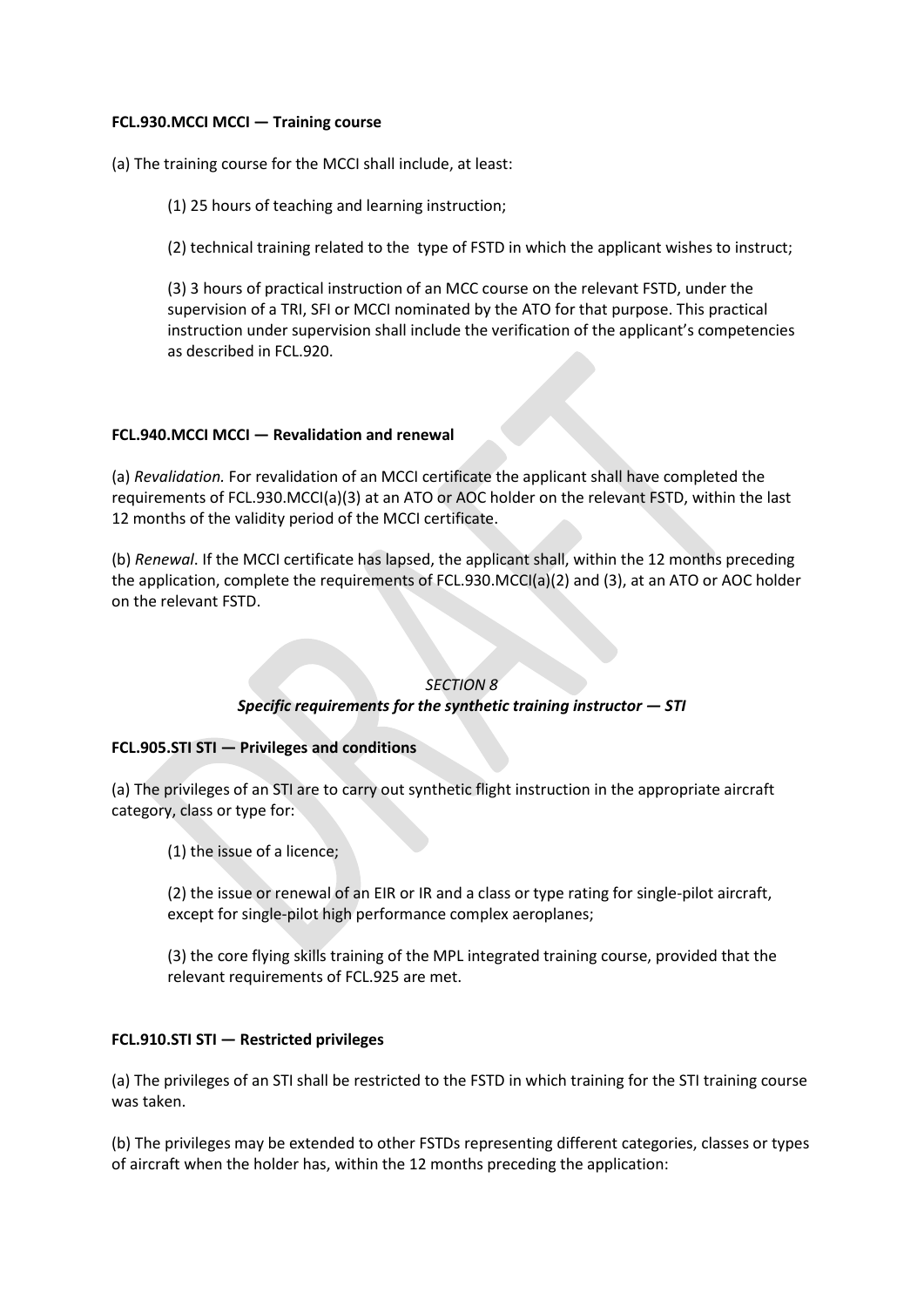**FCL.930.MCCI MCCI — Training course**

(a) The training course for the MCCI shall include, at least:

> (1) 25 hours of teaching and learning instruction;
>
> (2) technical training related to the type of FSTD in which the applicant wishes to instruct;
>
> (3) 3 hours of practical instruction of an MCC course on the relevant FSTD, under the supervision of a TRI, SFI or MCCI nominated by the ATO for that purpose. This practical instruction under supervision shall include the verification of the applicant's competencies as described in FCL.920.

**FCL.940.MCCI MCCI — Revalidation and renewal**

(a) *Revalidation.* For revalidation of an MCCI certificate the applicant shall have completed the requirements of FCL.930.MCCI(a)(3) at an ATO or AOC holder on the relevant FSTD, within the last 12 months of the validity period of the MCCI certificate.

(b) *Renewal.* If the MCCI certificate has lapsed, the applicant shall, within the 12 months preceding the application, complete the requirements of FCL.930.MCCI(a)(2) and (3), at an ATO or AOC holder on the relevant FSTD.

*SECTION 8*

***Specific requirements for the synthetic training instructor — STI***

**FCL.905.STI STI — Privileges and conditions**

(a) The privileges of an STI are to carry out synthetic flight instruction in the appropriate aircraft category, class or type for:

> (1) the issue of a licence;
>
> (2) the issue or renewal of an EIR or IR and a class or type rating for single-pilot aircraft, except for single-pilot high performance complex aeroplanes;
>
> (3) the core flying skills training of the MPL integrated training course, provided that the relevant requirements of FCL.925 are met.

**FCL.910.STI STI — Restricted privileges**

(a) The privileges of an STI shall be restricted to the FSTD in which training for the STI training course was taken.

(b) The privileges may be extended to other FSTDs representing different categories, classes or types of aircraft when the holder has, within the 12 months preceding the application: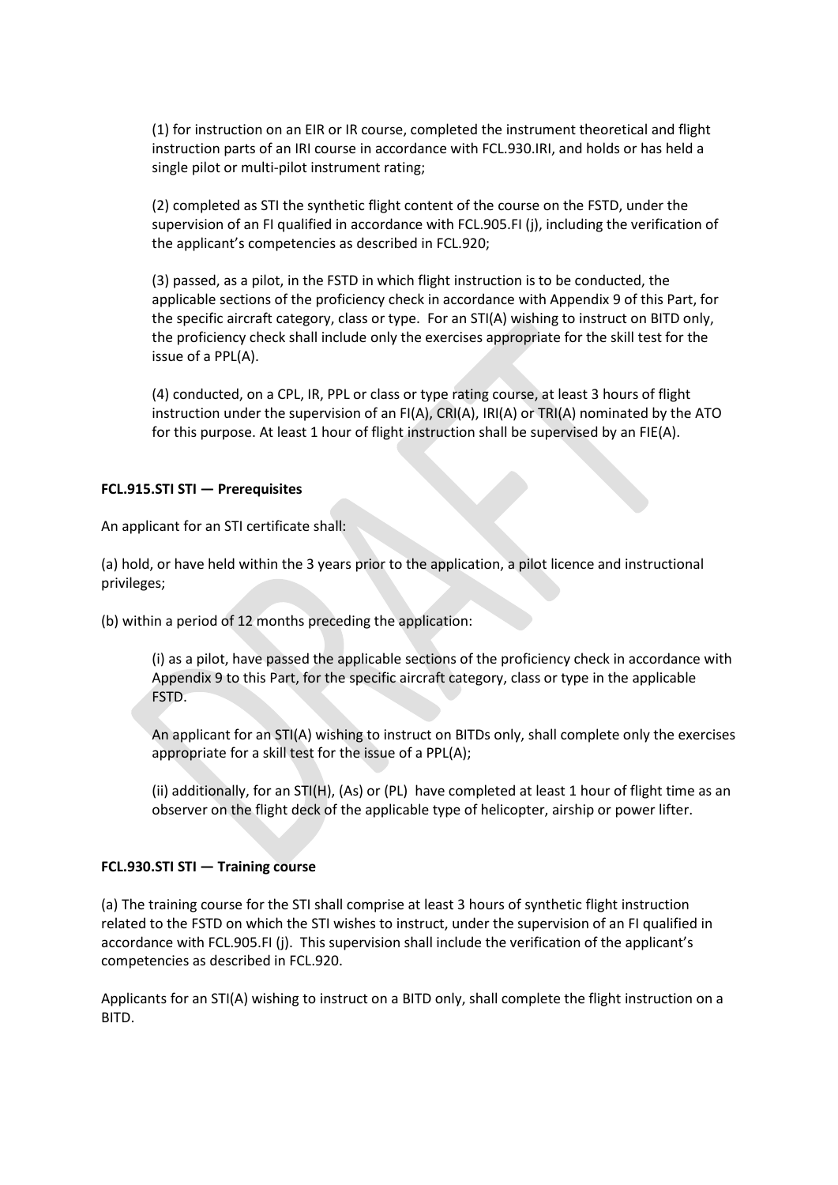(1) for instruction on an EIR or IR course, completed the instrument theoretical and flight instruction parts of an IRI course in accordance with FCL.930.IRI, and holds or has held a single pilot or multi-pilot instrument rating;

(2) completed as STI the synthetic flight content of the course on the FSTD, under the supervision of an FI qualified in accordance with FCL.905.FI (j), including the verification of the applicant's competencies as described in FCL.920;

(3) passed, as a pilot, in the FSTD in which flight instruction is to be conducted, the applicable sections of the proficiency check in accordance with Appendix 9 of this Part, for the specific aircraft category, class or type. For an STI(A) wishing to instruct on BITD only, the proficiency check shall include only the exercises appropriate for the skill test for the issue of a PPL(A).

(4) conducted, on a CPL, IR, PPL or class or type rating course, at least 3 hours of flight instruction under the supervision of an FI(A), CRI(A), IRI(A) or TRI(A) nominated by the ATO for this purpose. At least 1 hour of flight instruction shall be supervised by an FIE(A).

**FCL.915.STI STI — Prerequisites**

An applicant for an STI certificate shall:

(a) hold, or have held within the 3 years prior to the application, a pilot licence and instructional privileges;

(b) within a period of 12 months preceding the application:

(i) as a pilot, have passed the applicable sections of the proficiency check in accordance with Appendix 9 to this Part, for the specific aircraft category, class or type in the applicable FSTD.

An applicant for an STI(A) wishing to instruct on BITDs only, shall complete only the exercises appropriate for a skill test for the issue of a PPL(A);

(ii) additionally, for an STI(H), (As) or (PL) have completed at least 1 hour of flight time as an observer on the flight deck of the applicable type of helicopter, airship or power lifter.

**FCL.930.STI STI — Training course**

(a) The training course for the STI shall comprise at least 3 hours of synthetic flight instruction related to the FSTD on which the STI wishes to instruct, under the supervision of an FI qualified in accordance with FCL.905.FI (j). This supervision shall include the verification of the applicant's competencies as described in FCL.920.

Applicants for an STI(A) wishing to instruct on a BITD only, shall complete the flight instruction on a BITD.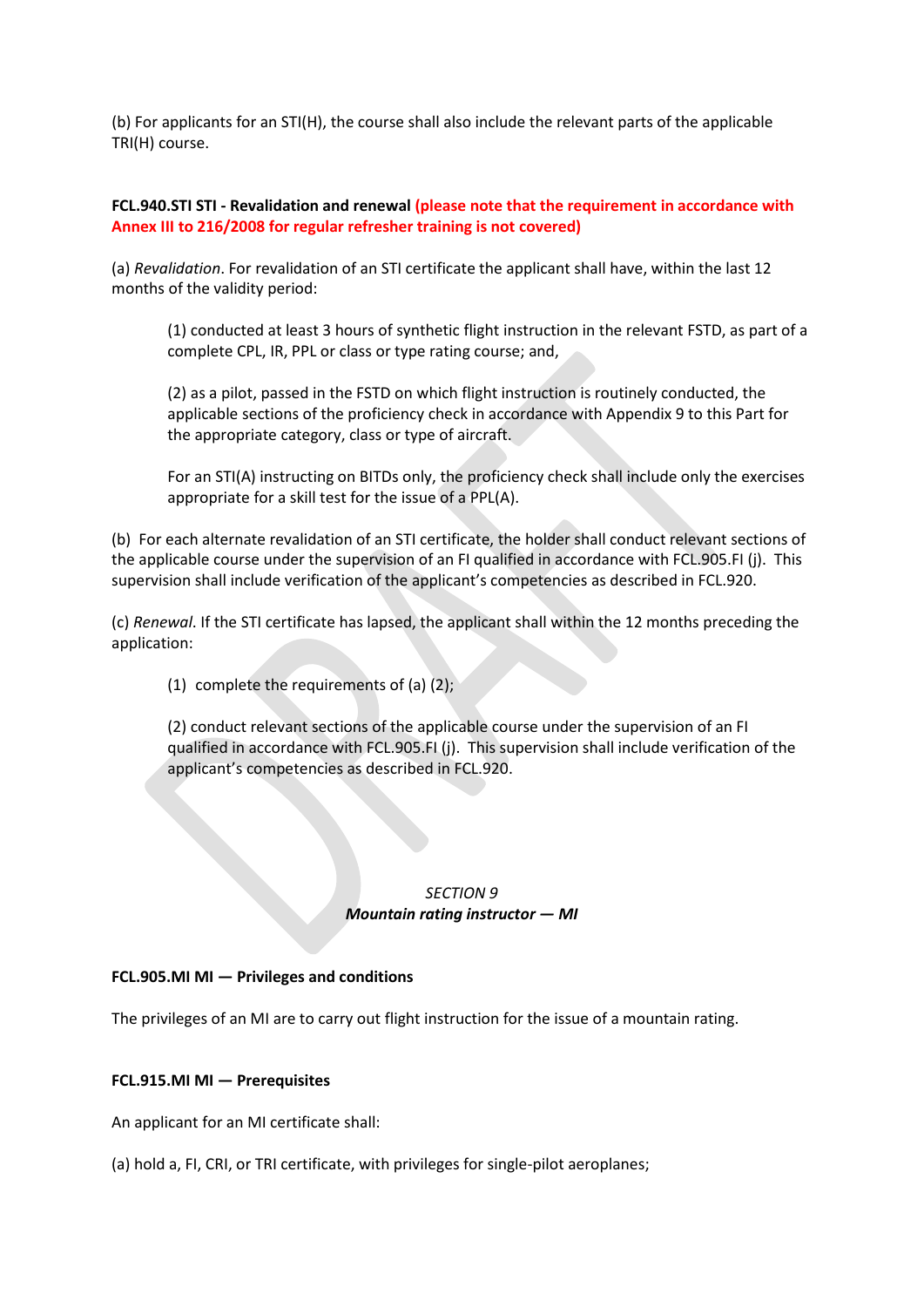(b) For applicants for an STI(H), the course shall also include the relevant parts of the applicable TRI(H) course.

**FCL.940.STI STI - Revalidation and renewal (please note that the requirement in accordance with Annex III to 216/2008 for regular refresher training is not covered)**

(a) *Revalidation*. For revalidation of an STI certificate the applicant shall have, within the last 12 months of the validity period:

> (1) conducted at least 3 hours of synthetic flight instruction in the relevant FSTD, as part of a complete CPL, IR, PPL or class or type rating course; and,
>
> (2) as a pilot, passed in the FSTD on which flight instruction is routinely conducted, the applicable sections of the proficiency check in accordance with Appendix 9 to this Part for the appropriate category, class or type of aircraft.
>
> For an STI(A) instructing on BITDs only, the proficiency check shall include only the exercises appropriate for a skill test for the issue of a PPL(A).

(b) For each alternate revalidation of an STI certificate, the holder shall conduct relevant sections of the applicable course under the supervision of an FI qualified in accordance with FCL.905.FI (j). This supervision shall include verification of the applicant's competencies as described in FCL.920.

(c) *Renewal*. If the STI certificate has lapsed, the applicant shall within the 12 months preceding the application:

> (1) complete the requirements of (a) (2);
>
> (2) conduct relevant sections of the applicable course under the supervision of an FI qualified in accordance with FCL.905.FI (j). This supervision shall include verification of the applicant's competencies as described in FCL.920.

## *SECTION 9*
## ***Mountain rating instructor — MI***

**FCL.905.MI MI — Privileges and conditions**

The privileges of an MI are to carry out flight instruction for the issue of a mountain rating.

**FCL.915.MI MI — Prerequisites**

An applicant for an MI certificate shall:

(a) hold a, FI, CRI, or TRI certificate, with privileges for single-pilot aeroplanes;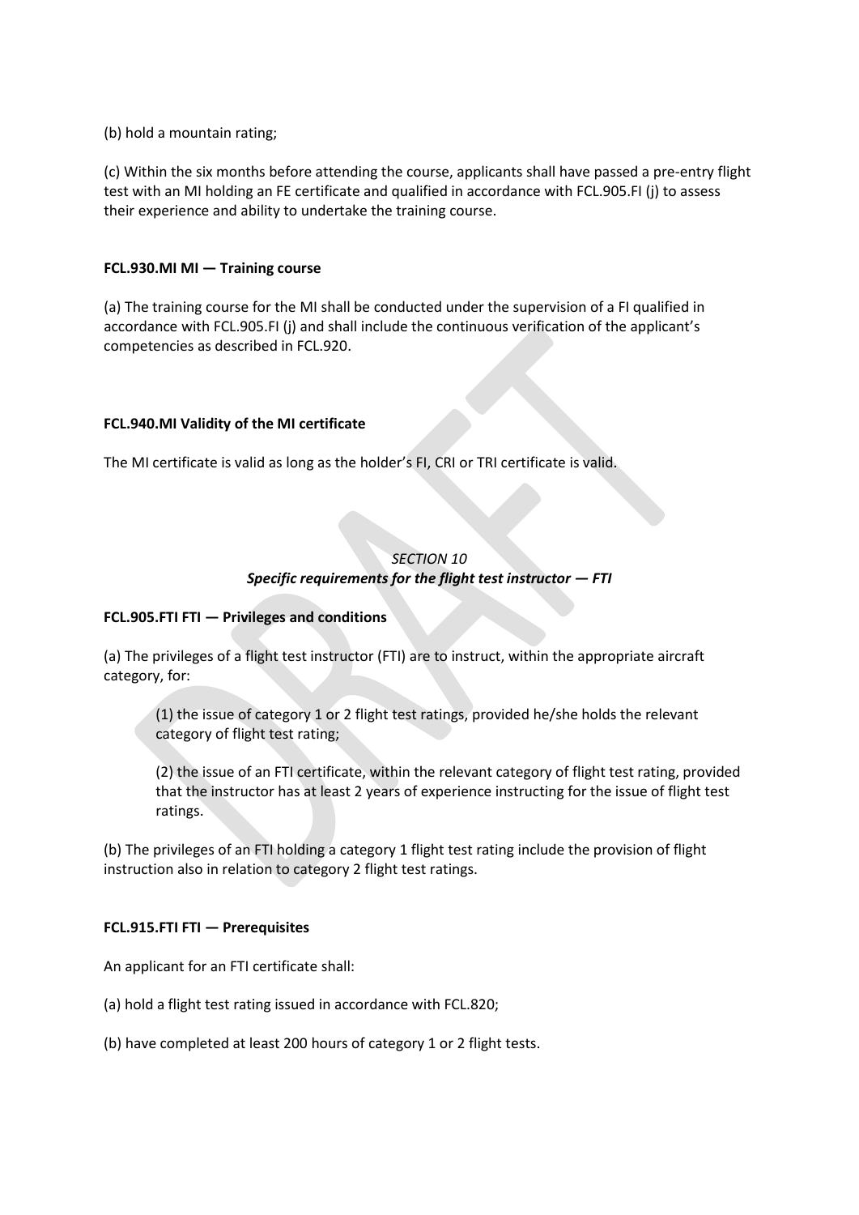(b) hold a mountain rating;

(c) Within the six months before attending the course, applicants shall have passed a pre-entry flight test with an MI holding an FE certificate and qualified in accordance with FCL.905.FI (j) to assess their experience and ability to undertake the training course.

**FCL.930.MI MI — Training course**

(a) The training course for the MI shall be conducted under the supervision of a FI qualified in accordance with FCL.905.FI (j) and shall include the continuous verification of the applicant's competencies as described in FCL.920.

**FCL.940.MI Validity of the MI certificate**

The MI certificate is valid as long as the holder's FI, CRI or TRI certificate is valid.

*SECTION 10*

***Specific requirements for the flight test instructor — FTI***

**FCL.905.FTI FTI — Privileges and conditions**

(a) The privileges of a flight test instructor (FTI) are to instruct, within the appropriate aircraft category, for:

(1) the issue of category 1 or 2 flight test ratings, provided he/she holds the relevant category of flight test rating;

(2) the issue of an FTI certificate, within the relevant category of flight test rating, provided that the instructor has at least 2 years of experience instructing for the issue of flight test ratings.

(b) The privileges of an FTI holding a category 1 flight test rating include the provision of flight instruction also in relation to category 2 flight test ratings.

**FCL.915.FTI FTI — Prerequisites**

An applicant for an FTI certificate shall:

(a) hold a flight test rating issued in accordance with FCL.820;

(b) have completed at least 200 hours of category 1 or 2 flight tests.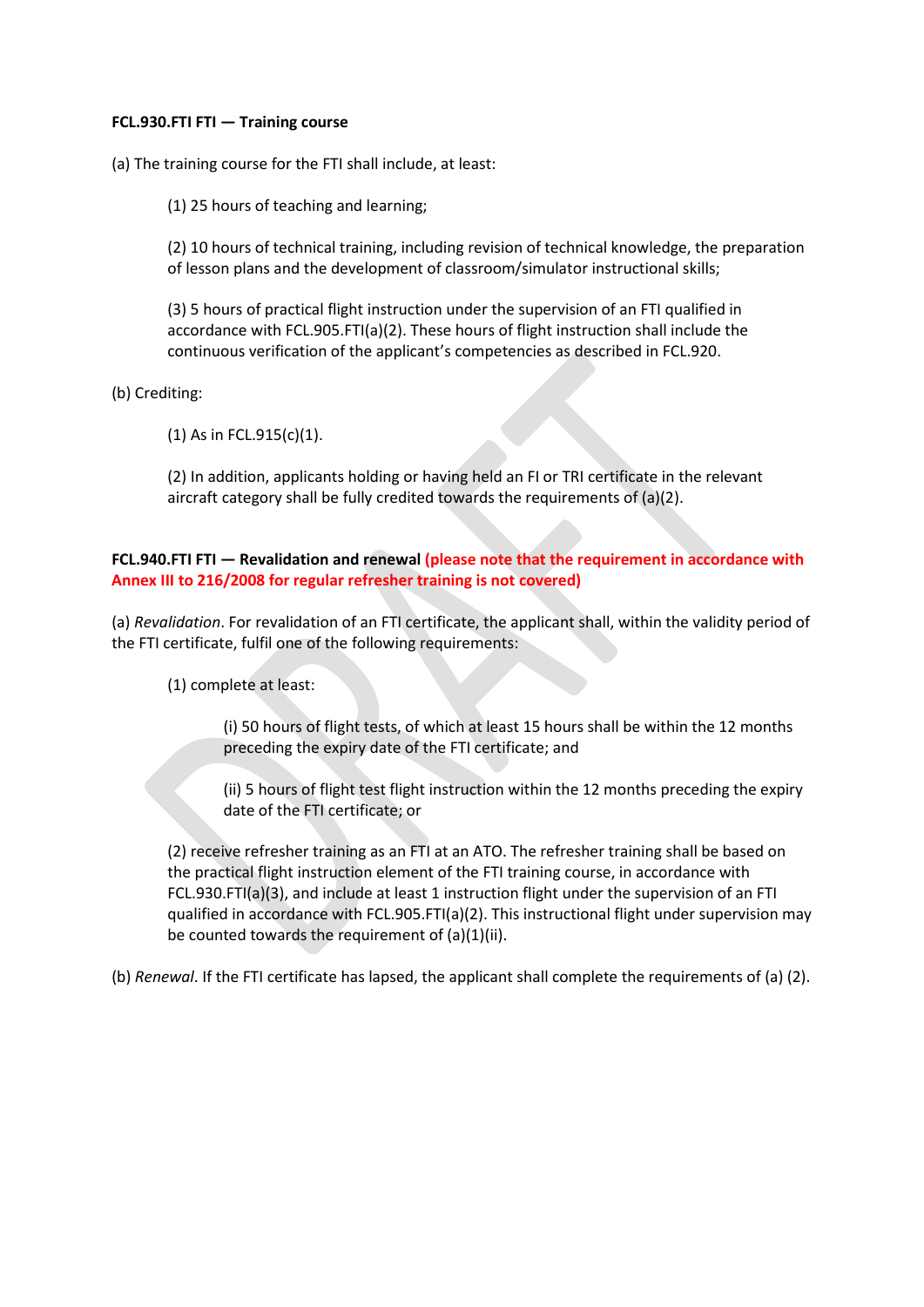**FCL.930.FTI FTI — Training course**

(a) The training course for the FTI shall include, at least:

(1) 25 hours of teaching and learning;

(2) 10 hours of technical training, including revision of technical knowledge, the preparation of lesson plans and the development of classroom/simulator instructional skills;

(3) 5 hours of practical flight instruction under the supervision of an FTI qualified in accordance with FCL.905.FTI(a)(2). These hours of flight instruction shall include the continuous verification of the applicant's competencies as described in FCL.920.

(b) Crediting:

(1) As in FCL.915(c)(1).

(2) In addition, applicants holding or having held an FI or TRI certificate in the relevant aircraft category shall be fully credited towards the requirements of (a)(2).

**FCL.940.FTI FTI — Revalidation and renewal (please note that the requirement in accordance with Annex III to 216/2008 for regular refresher training is not covered)**

(a) *Revalidation*. For revalidation of an FTI certificate, the applicant shall, within the validity period of the FTI certificate, fulfil one of the following requirements:

(1) complete at least:

(i) 50 hours of flight tests, of which at least 15 hours shall be within the 12 months preceding the expiry date of the FTI certificate; and

(ii) 5 hours of flight test flight instruction within the 12 months preceding the expiry date of the FTI certificate; or

(2) receive refresher training as an FTI at an ATO. The refresher training shall be based on the practical flight instruction element of the FTI training course, in accordance with FCL.930.FTI(a)(3), and include at least 1 instruction flight under the supervision of an FTI qualified in accordance with FCL.905.FTI(a)(2). This instructional flight under supervision may be counted towards the requirement of (a)(1)(ii).

(b) *Renewal*. If the FTI certificate has lapsed, the applicant shall complete the requirements of (a) (2).